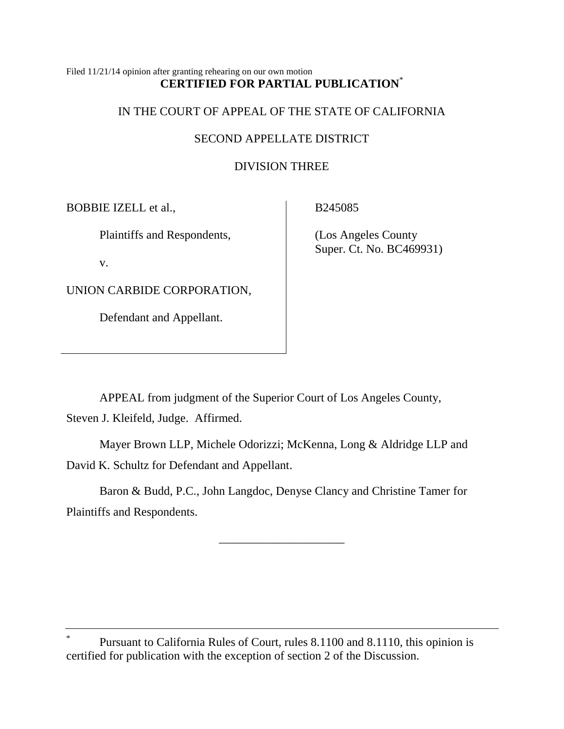Filed 11/21/14 opinion after granting rehearing on our own motion

**CERTIFIED FOR PARTIAL PUBLICATION***

IN THE COURT OF APPEAL OF THE STATE OF CALIFORNIA

SECOND APPELLATE DISTRICT

DIVISION THREE

| | |
|---|---|
| BOBBIE IZELL et al., | B245085 |
| Plaintiffs and Respondents, | (Los Angeles County Super. Ct. No. BC469931) |
| v. | |
| UNION CARBIDE CORPORATION, | |
| Defendant and Appellant. | |

APPEAL from judgment of the Superior Court of Los Angeles County, Steven J. Kleifeld, Judge. Affirmed.

Mayer Brown LLP, Michele Odorizzi; McKenna, Long & Aldridge LLP and David K. Schultz for Defendant and Appellant.

Baron & Budd, P.C., John Langdoc, Denyse Clancy and Christine Tamer for Plaintiffs and Respondents.

______________________

\* Pursuant to California Rules of Court, rules 8.1100 and 8.1110, this opinion is certified for publication with the exception of section 2 of the Discussion.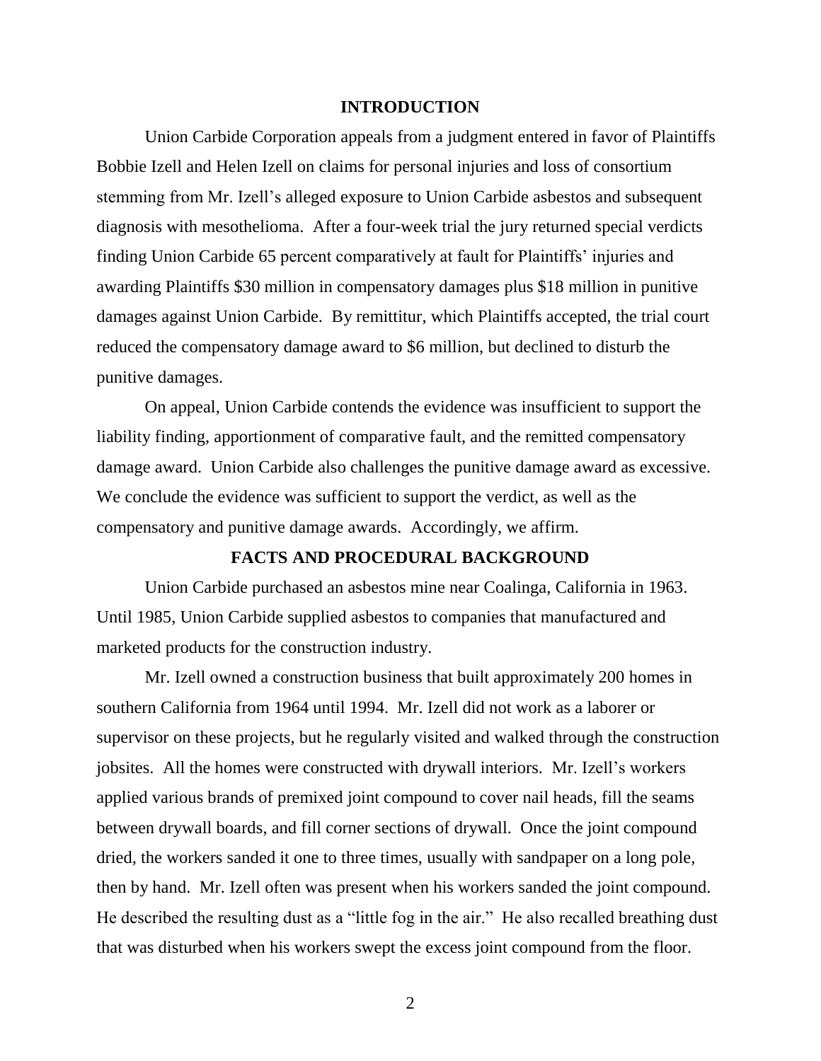## INTRODUCTION

Union Carbide Corporation appeals from a judgment entered in favor of Plaintiffs Bobbie Izell and Helen Izell on claims for personal injuries and loss of consortium stemming from Mr. Izell's alleged exposure to Union Carbide asbestos and subsequent diagnosis with mesothelioma. After a four-week trial the jury returned special verdicts finding Union Carbide 65 percent comparatively at fault for Plaintiffs' injuries and awarding Plaintiffs $30 million in compensatory damages plus $18 million in punitive damages against Union Carbide. By remittitur, which Plaintiffs accepted, the trial court reduced the compensatory damage award to $6 million, but declined to disturb the punitive damages.

On appeal, Union Carbide contends the evidence was insufficient to support the liability finding, apportionment of comparative fault, and the remitted compensatory damage award. Union Carbide also challenges the punitive damage award as excessive. We conclude the evidence was sufficient to support the verdict, as well as the compensatory and punitive damage awards. Accordingly, we affirm.

## FACTS AND PROCEDURAL BACKGROUND

Union Carbide purchased an asbestos mine near Coalinga, California in 1963. Until 1985, Union Carbide supplied asbestos to companies that manufactured and marketed products for the construction industry.

Mr. Izell owned a construction business that built approximately 200 homes in southern California from 1964 until 1994. Mr. Izell did not work as a laborer or supervisor on these projects, but he regularly visited and walked through the construction jobsites. All the homes were constructed with drywall interiors. Mr. Izell's workers applied various brands of premixed joint compound to cover nail heads, fill the seams between drywall boards, and fill corner sections of drywall. Once the joint compound dried, the workers sanded it one to three times, usually with sandpaper on a long pole, then by hand. Mr. Izell often was present when his workers sanded the joint compound. He described the resulting dust as a "little fog in the air." He also recalled breathing dust that was disturbed when his workers swept the excess joint compound from the floor.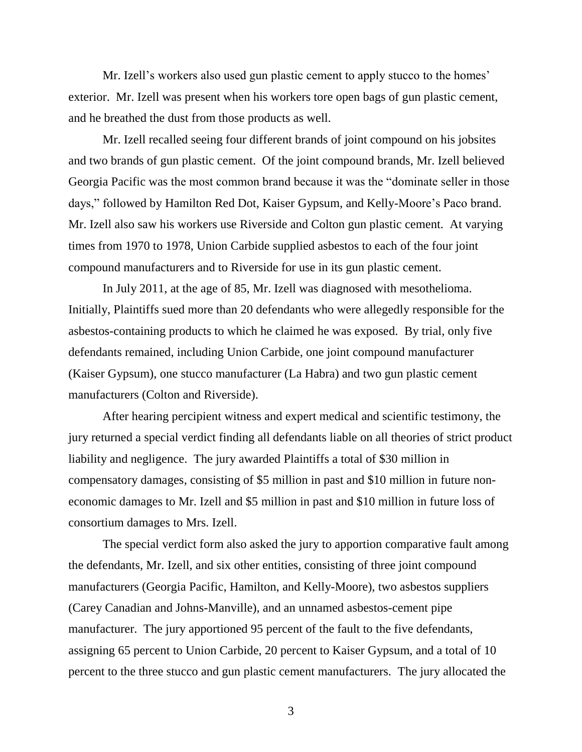Mr. Izell's workers also used gun plastic cement to apply stucco to the homes' exterior. Mr. Izell was present when his workers tore open bags of gun plastic cement, and he breathed the dust from those products as well.

Mr. Izell recalled seeing four different brands of joint compound on his jobsites and two brands of gun plastic cement. Of the joint compound brands, Mr. Izell believed Georgia Pacific was the most common brand because it was the "dominate seller in those days," followed by Hamilton Red Dot, Kaiser Gypsum, and Kelly-Moore's Paco brand. Mr. Izell also saw his workers use Riverside and Colton gun plastic cement. At varying times from 1970 to 1978, Union Carbide supplied asbestos to each of the four joint compound manufacturers and to Riverside for use in its gun plastic cement.

In July 2011, at the age of 85, Mr. Izell was diagnosed with mesothelioma. Initially, Plaintiffs sued more than 20 defendants who were allegedly responsible for the asbestos-containing products to which he claimed he was exposed. By trial, only five defendants remained, including Union Carbide, one joint compound manufacturer (Kaiser Gypsum), one stucco manufacturer (La Habra) and two gun plastic cement manufacturers (Colton and Riverside).

After hearing percipient witness and expert medical and scientific testimony, the jury returned a special verdict finding all defendants liable on all theories of strict product liability and negligence. The jury awarded Plaintiffs a total of $30 million in compensatory damages, consisting of $5 million in past and $10 million in future non-economic damages to Mr. Izell and $5 million in past and $10 million in future loss of consortium damages to Mrs. Izell.

The special verdict form also asked the jury to apportion comparative fault among the defendants, Mr. Izell, and six other entities, consisting of three joint compound manufacturers (Georgia Pacific, Hamilton, and Kelly-Moore), two asbestos suppliers (Carey Canadian and Johns-Manville), and an unnamed asbestos-cement pipe manufacturer. The jury apportioned 95 percent of the fault to the five defendants, assigning 65 percent to Union Carbide, 20 percent to Kaiser Gypsum, and a total of 10 percent to the three stucco and gun plastic cement manufacturers. The jury allocated the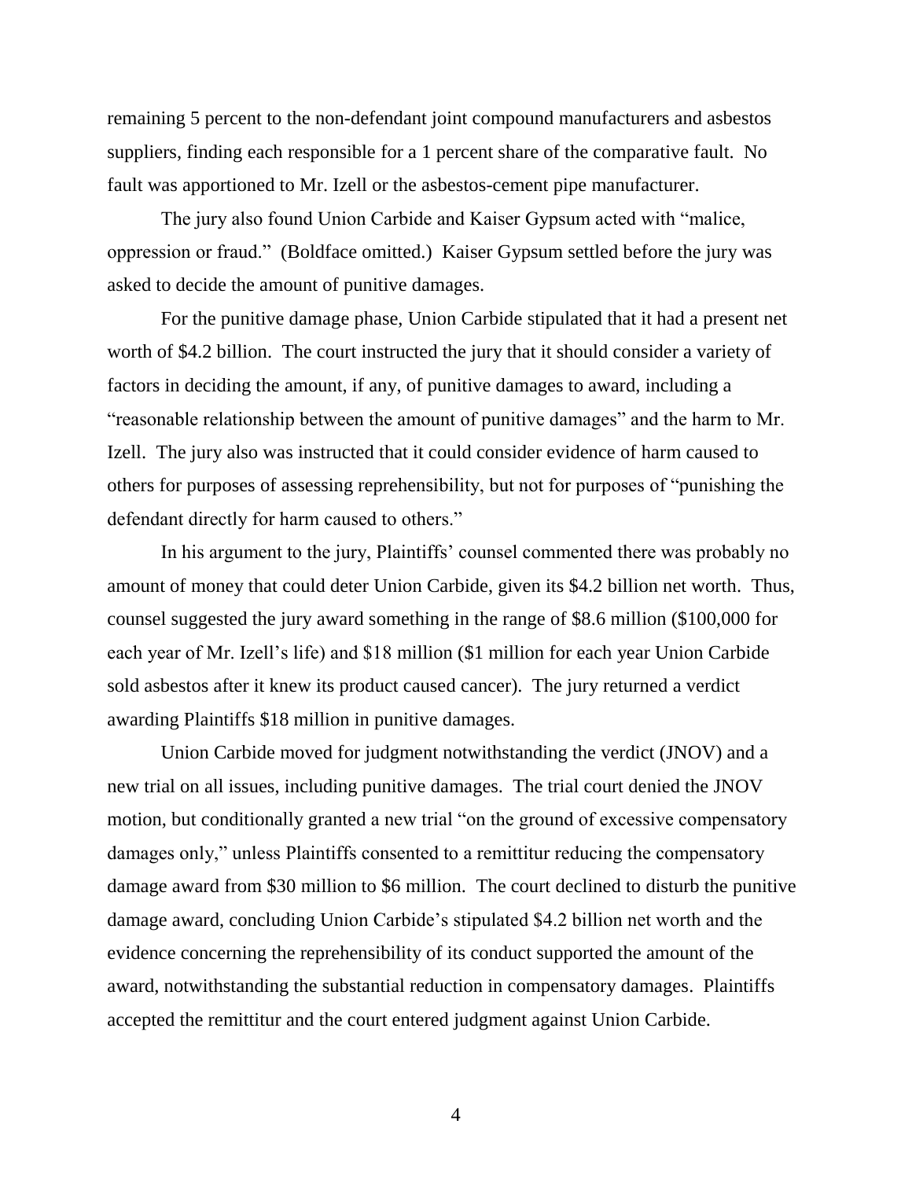remaining 5 percent to the non-defendant joint compound manufacturers and asbestos suppliers, finding each responsible for a 1 percent share of the comparative fault. No fault was apportioned to Mr. Izell or the asbestos-cement pipe manufacturer.

The jury also found Union Carbide and Kaiser Gypsum acted with "malice, oppression or fraud." (Boldface omitted.) Kaiser Gypsum settled before the jury was asked to decide the amount of punitive damages.

For the punitive damage phase, Union Carbide stipulated that it had a present net worth of $4.2 billion. The court instructed the jury that it should consider a variety of factors in deciding the amount, if any, of punitive damages to award, including a "reasonable relationship between the amount of punitive damages" and the harm to Mr. Izell. The jury also was instructed that it could consider evidence of harm caused to others for purposes of assessing reprehensibility, but not for purposes of "punishing the defendant directly for harm caused to others."

In his argument to the jury, Plaintiffs' counsel commented there was probably no amount of money that could deter Union Carbide, given its $4.2 billion net worth. Thus, counsel suggested the jury award something in the range of $8.6 million ($100,000 for each year of Mr. Izell's life) and $18 million ($1 million for each year Union Carbide sold asbestos after it knew its product caused cancer). The jury returned a verdict awarding Plaintiffs $18 million in punitive damages.

Union Carbide moved for judgment notwithstanding the verdict (JNOV) and a new trial on all issues, including punitive damages. The trial court denied the JNOV motion, but conditionally granted a new trial "on the ground of excessive compensatory damages only," unless Plaintiffs consented to a remittitur reducing the compensatory damage award from $30 million to $6 million. The court declined to disturb the punitive damage award, concluding Union Carbide's stipulated $4.2 billion net worth and the evidence concerning the reprehensibility of its conduct supported the amount of the award, notwithstanding the substantial reduction in compensatory damages. Plaintiffs accepted the remittitur and the court entered judgment against Union Carbide.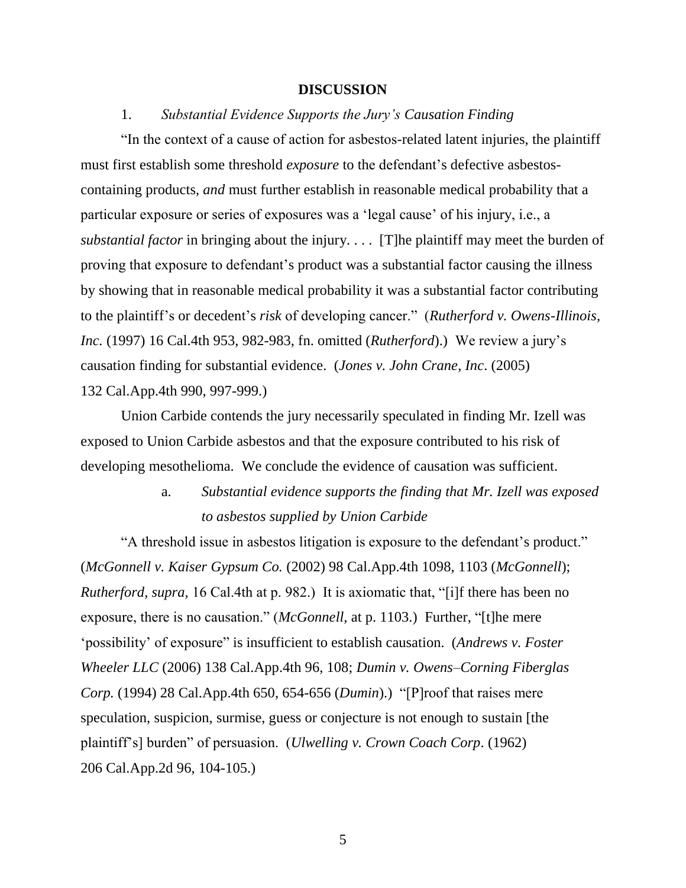## DISCUSSION

1. *Substantial Evidence Supports the Jury's Causation Finding*

"In the context of a cause of action for asbestos-related latent injuries, the plaintiff must first establish some threshold *exposure* to the defendant's defective asbestos-containing products, *and* must further establish in reasonable medical probability that a particular exposure or series of exposures was a 'legal cause' of his injury, i.e., a *substantial factor* in bringing about the injury. . . . [T]he plaintiff may meet the burden of proving that exposure to defendant's product was a substantial factor causing the illness by showing that in reasonable medical probability it was a substantial factor contributing to the plaintiff's or decedent's *risk* of developing cancer." (*Rutherford v. Owens-Illinois, Inc.* (1997) 16 Cal.4th 953, 982-983, fn. omitted (*Rutherford*).) We review a jury's causation finding for substantial evidence. (*Jones v. John Crane, Inc*. (2005) 132 Cal.App.4th 990, 997-999.)

Union Carbide contends the jury necessarily speculated in finding Mr. Izell was exposed to Union Carbide asbestos and that the exposure contributed to his risk of developing mesothelioma. We conclude the evidence of causation was sufficient.

a. *Substantial evidence supports the finding that Mr. Izell was exposed to asbestos supplied by Union Carbide*

"A threshold issue in asbestos litigation is exposure to the defendant's product." (*McGonnell v. Kaiser Gypsum Co.* (2002) 98 Cal.App.4th 1098, 1103 (*McGonnell*); *Rutherford, supra,* 16 Cal.4th at p. 982.) It is axiomatic that, "[i]f there has been no exposure, there is no causation." (*McGonnell,* at p. 1103.) Further, "[t]he mere 'possibility' of exposure" is insufficient to establish causation. (*Andrews v. Foster Wheeler LLC* (2006) 138 Cal.App.4th 96, 108; *Dumin v. Owens–Corning Fiberglas Corp.* (1994) 28 Cal.App.4th 650, 654-656 (*Dumin*).) "[P]roof that raises mere speculation, suspicion, surmise, guess or conjecture is not enough to sustain [the plaintiff's] burden" of persuasion. (*Ulwelling v. Crown Coach Corp*. (1962) 206 Cal.App.2d 96, 104-105.)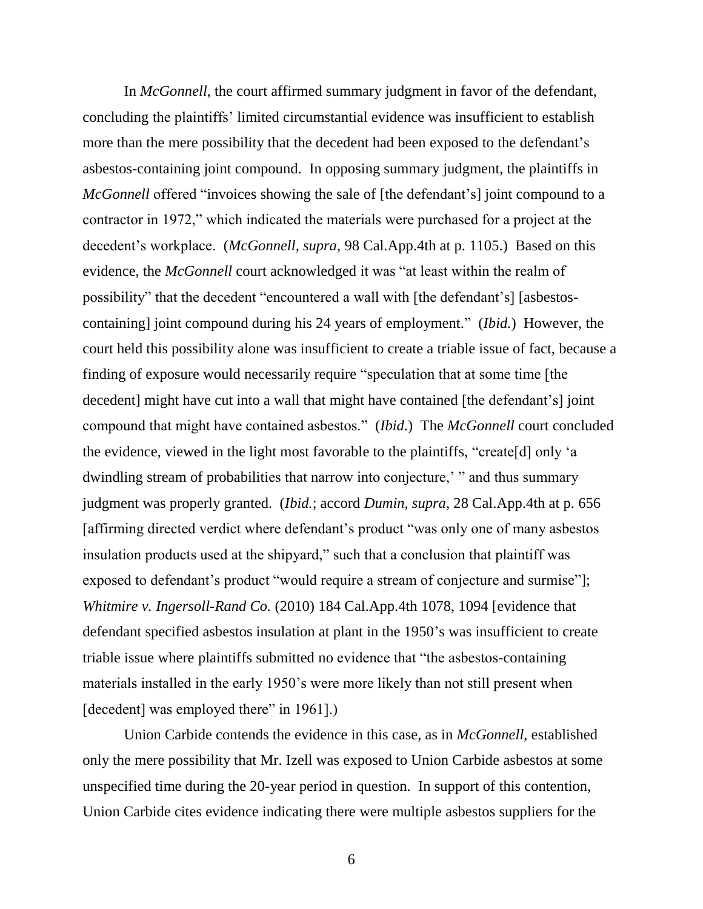In *McGonnell*, the court affirmed summary judgment in favor of the defendant, concluding the plaintiffs' limited circumstantial evidence was insufficient to establish more than the mere possibility that the decedent had been exposed to the defendant's asbestos-containing joint compound. In opposing summary judgment, the plaintiffs in *McGonnell* offered "invoices showing the sale of [the defendant's] joint compound to a contractor in 1972," which indicated the materials were purchased for a project at the decedent's workplace. (*McGonnell, supra,* 98 Cal.App.4th at p. 1105.) Based on this evidence, the *McGonnell* court acknowledged it was "at least within the realm of possibility" that the decedent "encountered a wall with [the defendant's] [asbestos-containing] joint compound during his 24 years of employment." (*Ibid.*) However, the court held this possibility alone was insufficient to create a triable issue of fact, because a finding of exposure would necessarily require "speculation that at some time [the decedent] might have cut into a wall that might have contained [the defendant's] joint compound that might have contained asbestos." (*Ibid.*) The *McGonnell* court concluded the evidence, viewed in the light most favorable to the plaintiffs, "create[d] only 'a dwindling stream of probabilities that narrow into conjecture,' " and thus summary judgment was properly granted. (*Ibid.*; accord *Dumin, supra*, 28 Cal.App.4th at p. 656 [affirming directed verdict where defendant's product "was only one of many asbestos insulation products used at the shipyard," such that a conclusion that plaintiff was exposed to defendant's product "would require a stream of conjecture and surmise"]; *Whitmire v. Ingersoll-Rand Co.* (2010) 184 Cal.App.4th 1078, 1094 [evidence that defendant specified asbestos insulation at plant in the 1950's was insufficient to create triable issue where plaintiffs submitted no evidence that "the asbestos-containing materials installed in the early 1950's were more likely than not still present when [decedent] was employed there" in 1961].)

Union Carbide contends the evidence in this case, as in *McGonnell*, established only the mere possibility that Mr. Izell was exposed to Union Carbide asbestos at some unspecified time during the 20-year period in question. In support of this contention, Union Carbide cites evidence indicating there were multiple asbestos suppliers for the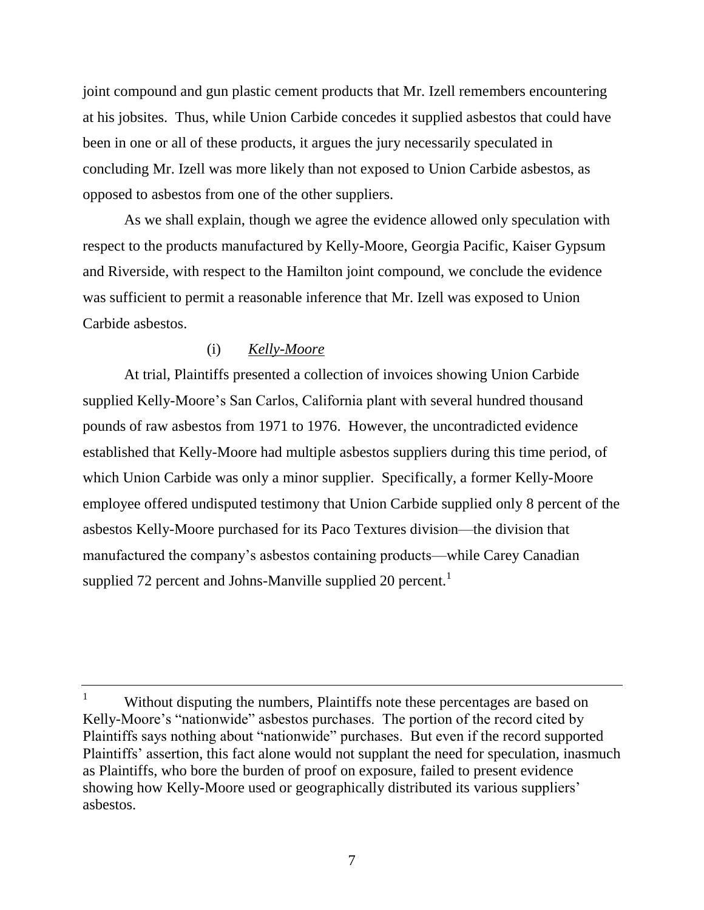joint compound and gun plastic cement products that Mr. Izell remembers encountering at his jobsites. Thus, while Union Carbide concedes it supplied asbestos that could have been in one or all of these products, it argues the jury necessarily speculated in concluding Mr. Izell was more likely than not exposed to Union Carbide asbestos, as opposed to asbestos from one of the other suppliers.

As we shall explain, though we agree the evidence allowed only speculation with respect to the products manufactured by Kelly-Moore, Georgia Pacific, Kaiser Gypsum and Riverside, with respect to the Hamilton joint compound, we conclude the evidence was sufficient to permit a reasonable inference that Mr. Izell was exposed to Union Carbide asbestos.

(i) *Kelly-Moore*

At trial, Plaintiffs presented a collection of invoices showing Union Carbide supplied Kelly-Moore's San Carlos, California plant with several hundred thousand pounds of raw asbestos from 1971 to 1976. However, the uncontradicted evidence established that Kelly-Moore had multiple asbestos suppliers during this time period, of which Union Carbide was only a minor supplier. Specifically, a former Kelly-Moore employee offered undisputed testimony that Union Carbide supplied only 8 percent of the asbestos Kelly-Moore purchased for its Paco Textures division—the division that manufactured the company's asbestos containing products—while Carey Canadian supplied 72 percent and Johns-Manville supplied 20 percent.[1]

---

[1] Without disputing the numbers, Plaintiffs note these percentages are based on Kelly-Moore's "nationwide" asbestos purchases. The portion of the record cited by Plaintiffs says nothing about "nationwide" purchases. But even if the record supported Plaintiffs' assertion, this fact alone would not supplant the need for speculation, inasmuch as Plaintiffs, who bore the burden of proof on exposure, failed to present evidence showing how Kelly-Moore used or geographically distributed its various suppliers' asbestos.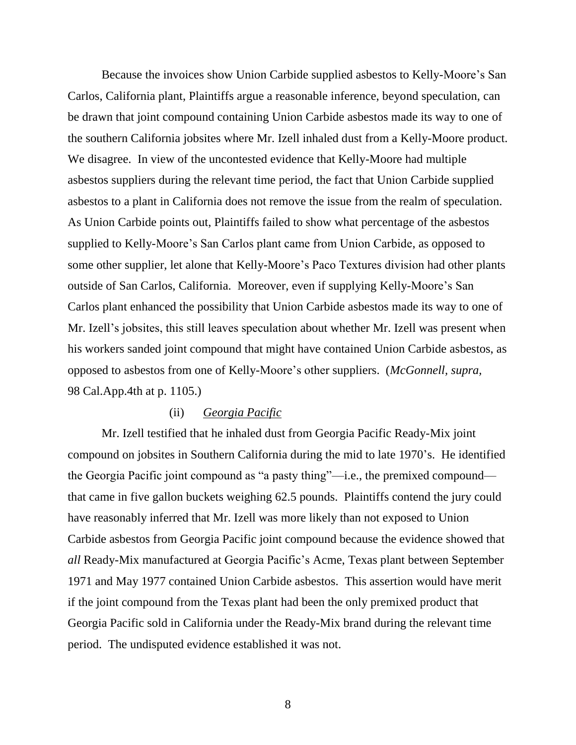Because the invoices show Union Carbide supplied asbestos to Kelly-Moore's San Carlos, California plant, Plaintiffs argue a reasonable inference, beyond speculation, can be drawn that joint compound containing Union Carbide asbestos made its way to one of the southern California jobsites where Mr. Izell inhaled dust from a Kelly-Moore product. We disagree. In view of the uncontested evidence that Kelly-Moore had multiple asbestos suppliers during the relevant time period, the fact that Union Carbide supplied asbestos to a plant in California does not remove the issue from the realm of speculation. As Union Carbide points out, Plaintiffs failed to show what percentage of the asbestos supplied to Kelly-Moore's San Carlos plant came from Union Carbide, as opposed to some other supplier, let alone that Kelly-Moore's Paco Textures division had other plants outside of San Carlos, California. Moreover, even if supplying Kelly-Moore's San Carlos plant enhanced the possibility that Union Carbide asbestos made its way to one of Mr. Izell's jobsites, this still leaves speculation about whether Mr. Izell was present when his workers sanded joint compound that might have contained Union Carbide asbestos, as opposed to asbestos from one of Kelly-Moore's other suppliers. (*McGonnell*, *supra*, 98 Cal.App.4th at p. 1105.)

(ii) <u>*Georgia Pacific*</u>

Mr. Izell testified that he inhaled dust from Georgia Pacific Ready-Mix joint compound on jobsites in Southern California during the mid to late 1970's. He identified the Georgia Pacific joint compound as "a pasty thing"—i.e., the premixed compound—that came in five gallon buckets weighing 62.5 pounds. Plaintiffs contend the jury could have reasonably inferred that Mr. Izell was more likely than not exposed to Union Carbide asbestos from Georgia Pacific joint compound because the evidence showed that *all* Ready-Mix manufactured at Georgia Pacific's Acme, Texas plant between September 1971 and May 1977 contained Union Carbide asbestos. This assertion would have merit if the joint compound from the Texas plant had been the only premixed product that Georgia Pacific sold in California under the Ready-Mix brand during the relevant time period. The undisputed evidence established it was not.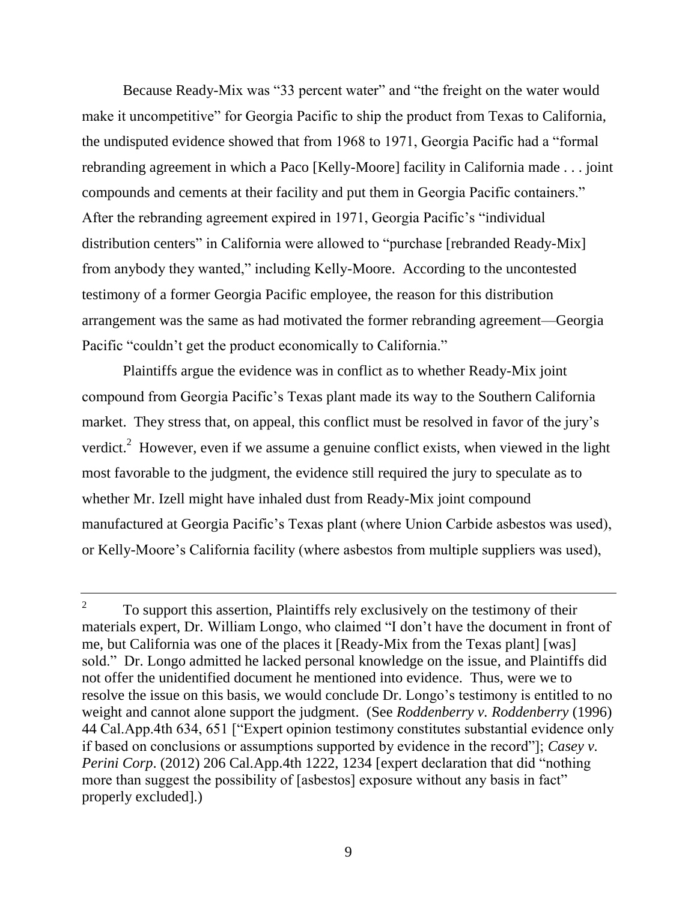Because Ready-Mix was "33 percent water" and "the freight on the water would make it uncompetitive" for Georgia Pacific to ship the product from Texas to California, the undisputed evidence showed that from 1968 to 1971, Georgia Pacific had a "formal rebranding agreement in which a Paco [Kelly-Moore] facility in California made . . . joint compounds and cements at their facility and put them in Georgia Pacific containers." After the rebranding agreement expired in 1971, Georgia Pacific's "individual distribution centers" in California were allowed to "purchase [rebranded Ready-Mix] from anybody they wanted," including Kelly-Moore. According to the uncontested testimony of a former Georgia Pacific employee, the reason for this distribution arrangement was the same as had motivated the former rebranding agreement—Georgia Pacific "couldn't get the product economically to California."

Plaintiffs argue the evidence was in conflict as to whether Ready-Mix joint compound from Georgia Pacific's Texas plant made its way to the Southern California market. They stress that, on appeal, this conflict must be resolved in favor of the jury's verdict.[2] However, even if we assume a genuine conflict exists, when viewed in the light most favorable to the judgment, the evidence still required the jury to speculate as to whether Mr. Izell might have inhaled dust from Ready-Mix joint compound manufactured at Georgia Pacific's Texas plant (where Union Carbide asbestos was used), or Kelly-Moore's California facility (where asbestos from multiple suppliers was used),

---

[2] To support this assertion, Plaintiffs rely exclusively on the testimony of their materials expert, Dr. William Longo, who claimed "I don't have the document in front of me, but California was one of the places it [Ready-Mix from the Texas plant] [was] sold." Dr. Longo admitted he lacked personal knowledge on the issue, and Plaintiffs did not offer the unidentified document he mentioned into evidence. Thus, were we to resolve the issue on this basis, we would conclude Dr. Longo's testimony is entitled to no weight and cannot alone support the judgment. (See *Roddenberry v. Roddenberry* (1996) 44 Cal.App.4th 634, 651 ["Expert opinion testimony constitutes substantial evidence only if based on conclusions or assumptions supported by evidence in the record"]; *Casey v. Perini Corp.* (2012) 206 Cal.App.4th 1222, 1234 [expert declaration that did "nothing more than suggest the possibility of [asbestos] exposure without any basis in fact" properly excluded].)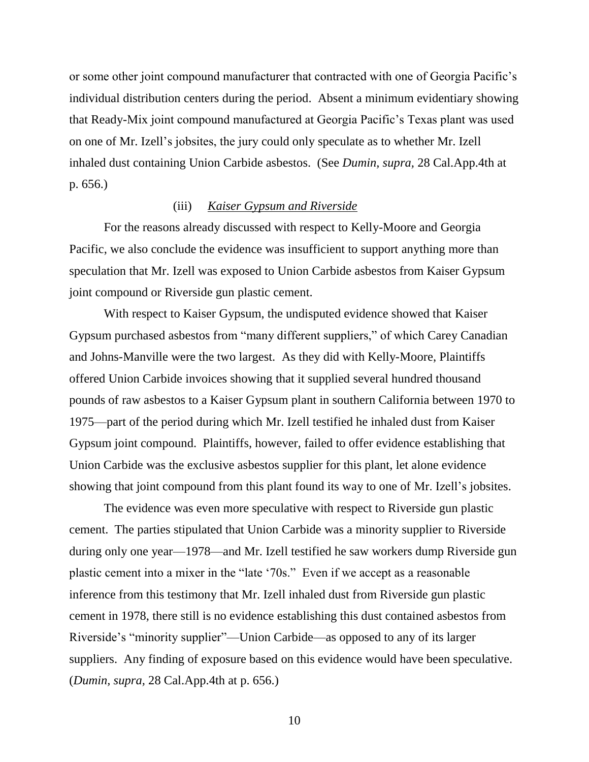or some other joint compound manufacturer that contracted with one of Georgia Pacific's individual distribution centers during the period. Absent a minimum evidentiary showing that Ready-Mix joint compound manufactured at Georgia Pacific's Texas plant was used on one of Mr. Izell's jobsites, the jury could only speculate as to whether Mr. Izell inhaled dust containing Union Carbide asbestos. (See *Dumin, supra,* 28 Cal.App.4th at p. 656.)

(iii) *Kaiser Gypsum and Riverside*

For the reasons already discussed with respect to Kelly-Moore and Georgia Pacific, we also conclude the evidence was insufficient to support anything more than speculation that Mr. Izell was exposed to Union Carbide asbestos from Kaiser Gypsum joint compound or Riverside gun plastic cement.

With respect to Kaiser Gypsum, the undisputed evidence showed that Kaiser Gypsum purchased asbestos from "many different suppliers," of which Carey Canadian and Johns-Manville were the two largest. As they did with Kelly-Moore, Plaintiffs offered Union Carbide invoices showing that it supplied several hundred thousand pounds of raw asbestos to a Kaiser Gypsum plant in southern California between 1970 to 1975—part of the period during which Mr. Izell testified he inhaled dust from Kaiser Gypsum joint compound. Plaintiffs, however, failed to offer evidence establishing that Union Carbide was the exclusive asbestos supplier for this plant, let alone evidence showing that joint compound from this plant found its way to one of Mr. Izell's jobsites.

The evidence was even more speculative with respect to Riverside gun plastic cement. The parties stipulated that Union Carbide was a minority supplier to Riverside during only one year—1978—and Mr. Izell testified he saw workers dump Riverside gun plastic cement into a mixer in the "late '70s." Even if we accept as a reasonable inference from this testimony that Mr. Izell inhaled dust from Riverside gun plastic cement in 1978, there still is no evidence establishing this dust contained asbestos from Riverside's "minority supplier"—Union Carbide—as opposed to any of its larger suppliers. Any finding of exposure based on this evidence would have been speculative. (*Dumin, supra,* 28 Cal.App.4th at p. 656.)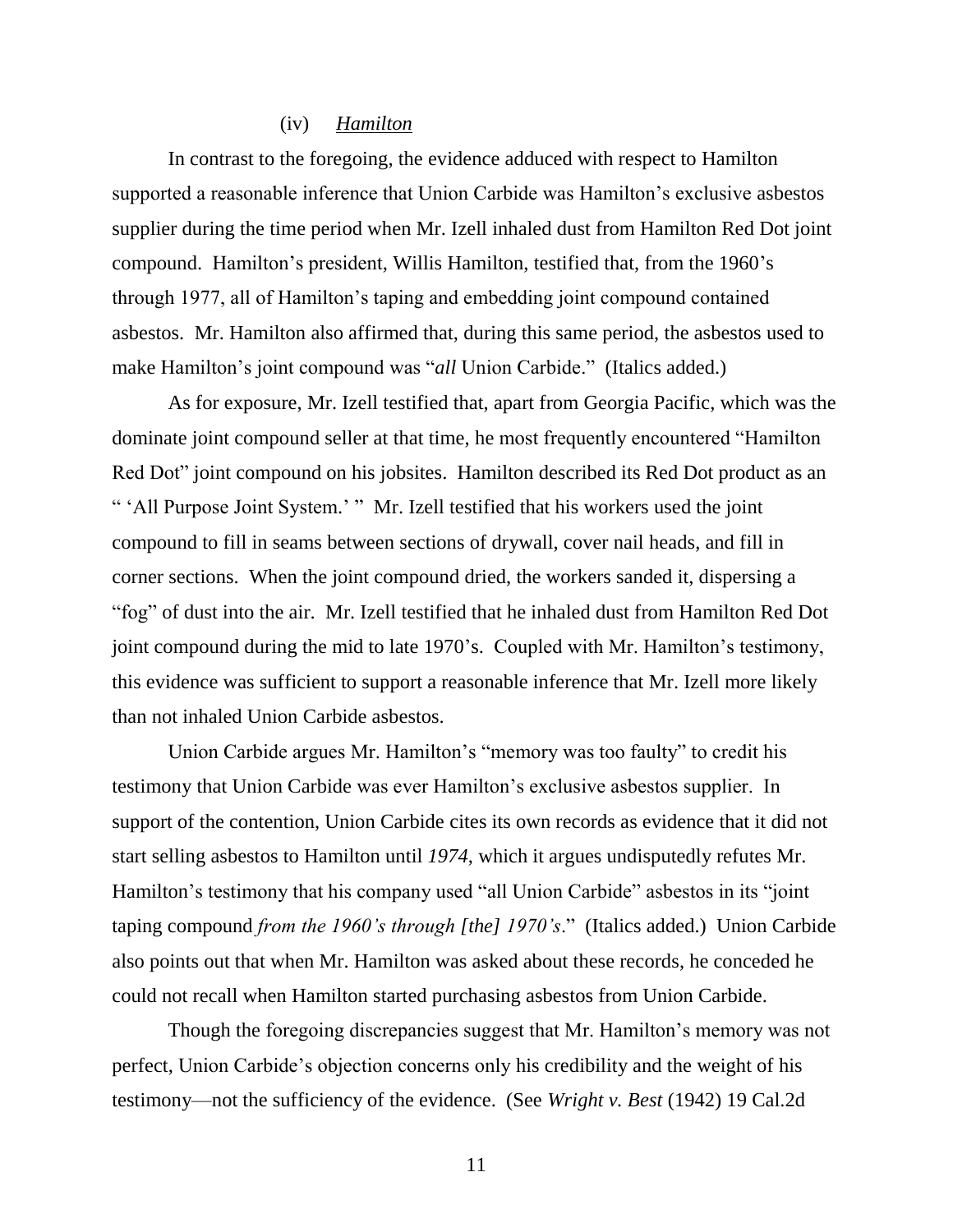(iv) *Hamilton*

In contrast to the foregoing, the evidence adduced with respect to Hamilton supported a reasonable inference that Union Carbide was Hamilton's exclusive asbestos supplier during the time period when Mr. Izell inhaled dust from Hamilton Red Dot joint compound. Hamilton's president, Willis Hamilton, testified that, from the 1960's through 1977, all of Hamilton's taping and embedding joint compound contained asbestos. Mr. Hamilton also affirmed that, during this same period, the asbestos used to make Hamilton's joint compound was "*all* Union Carbide." (Italics added.)

As for exposure, Mr. Izell testified that, apart from Georgia Pacific, which was the dominate joint compound seller at that time, he most frequently encountered "Hamilton Red Dot" joint compound on his jobsites. Hamilton described its Red Dot product as an " 'All Purpose Joint System.' " Mr. Izell testified that his workers used the joint compound to fill in seams between sections of drywall, cover nail heads, and fill in corner sections. When the joint compound dried, the workers sanded it, dispersing a "fog" of dust into the air. Mr. Izell testified that he inhaled dust from Hamilton Red Dot joint compound during the mid to late 1970's. Coupled with Mr. Hamilton's testimony, this evidence was sufficient to support a reasonable inference that Mr. Izell more likely than not inhaled Union Carbide asbestos.

Union Carbide argues Mr. Hamilton's "memory was too faulty" to credit his testimony that Union Carbide was ever Hamilton's exclusive asbestos supplier. In support of the contention, Union Carbide cites its own records as evidence that it did not start selling asbestos to Hamilton until *1974*, which it argues undisputedly refutes Mr. Hamilton's testimony that his company used "all Union Carbide" asbestos in its "joint taping compound *from the 1960's through [the] 1970's*." (Italics added.) Union Carbide also points out that when Mr. Hamilton was asked about these records, he conceded he could not recall when Hamilton started purchasing asbestos from Union Carbide.

Though the foregoing discrepancies suggest that Mr. Hamilton's memory was not perfect, Union Carbide's objection concerns only his credibility and the weight of his testimony—not the sufficiency of the evidence. (See *Wright v. Best* (1942) 19 Cal.2d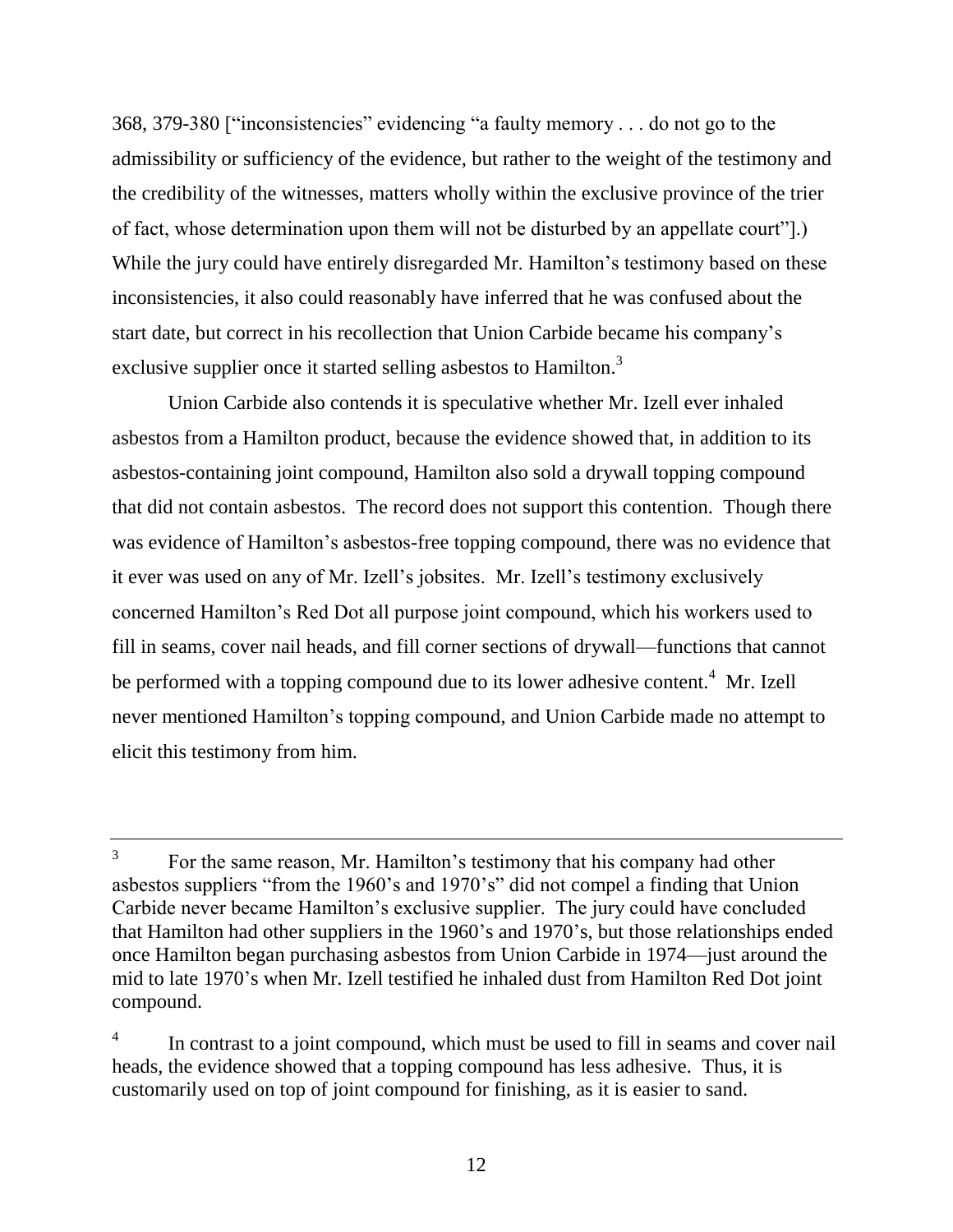368, 379-380 ["inconsistencies" evidencing "a faulty memory . . . do not go to the admissibility or sufficiency of the evidence, but rather to the weight of the testimony and the credibility of the witnesses, matters wholly within the exclusive province of the trier of fact, whose determination upon them will not be disturbed by an appellate court"].) While the jury could have entirely disregarded Mr. Hamilton's testimony based on these inconsistencies, it also could reasonably have inferred that he was confused about the start date, but correct in his recollection that Union Carbide became his company's exclusive supplier once it started selling asbestos to Hamilton.[3]

Union Carbide also contends it is speculative whether Mr. Izell ever inhaled asbestos from a Hamilton product, because the evidence showed that, in addition to its asbestos-containing joint compound, Hamilton also sold a drywall topping compound that did not contain asbestos. The record does not support this contention. Though there was evidence of Hamilton's asbestos-free topping compound, there was no evidence that it ever was used on any of Mr. Izell's jobsites. Mr. Izell's testimony exclusively concerned Hamilton's Red Dot all purpose joint compound, which his workers used to fill in seams, cover nail heads, and fill corner sections of drywall—functions that cannot be performed with a topping compound due to its lower adhesive content.[4] Mr. Izell never mentioned Hamilton's topping compound, and Union Carbide made no attempt to elicit this testimony from him.

---

[3] For the same reason, Mr. Hamilton's testimony that his company had other asbestos suppliers "from the 1960's and 1970's" did not compel a finding that Union Carbide never became Hamilton's exclusive supplier. The jury could have concluded that Hamilton had other suppliers in the 1960's and 1970's, but those relationships ended once Hamilton began purchasing asbestos from Union Carbide in 1974—just around the mid to late 1970's when Mr. Izell testified he inhaled dust from Hamilton Red Dot joint compound.

[4] In contrast to a joint compound, which must be used to fill in seams and cover nail heads, the evidence showed that a topping compound has less adhesive. Thus, it is customarily used on top of joint compound for finishing, as it is easier to sand.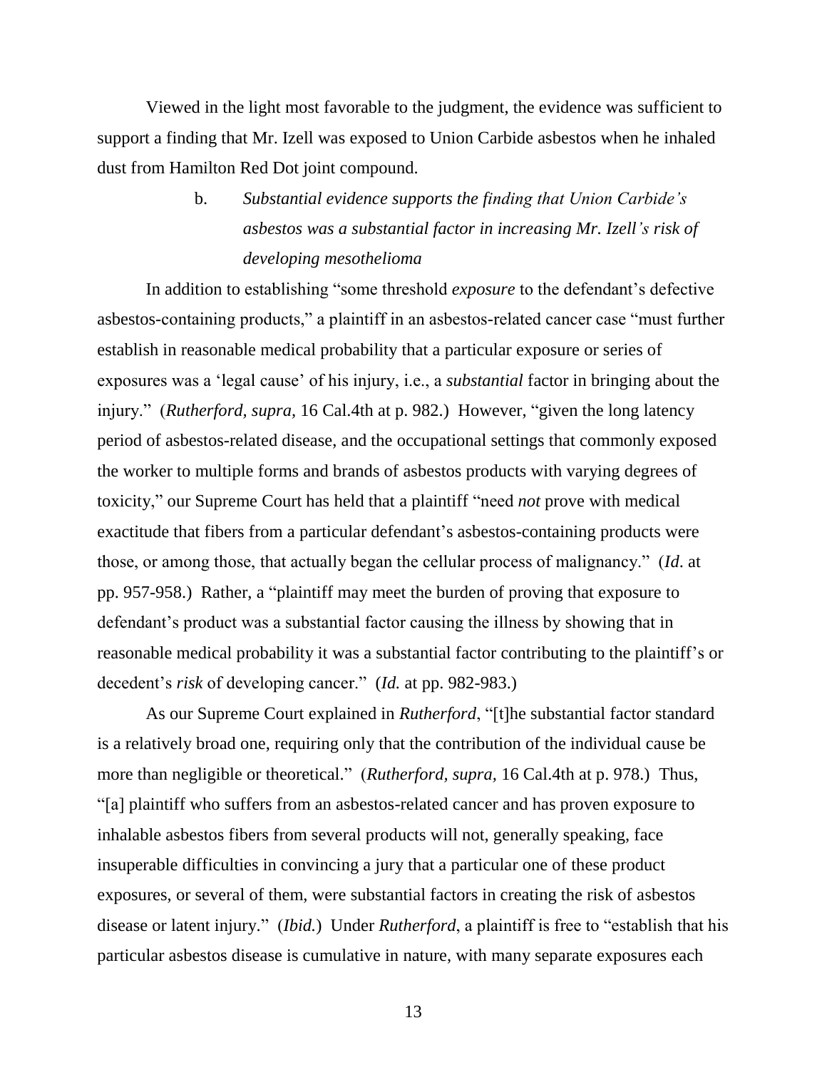Viewed in the light most favorable to the judgment, the evidence was sufficient to support a finding that Mr. Izell was exposed to Union Carbide asbestos when he inhaled dust from Hamilton Red Dot joint compound.

b. *Substantial evidence supports the finding that Union Carbide's asbestos was a substantial factor in increasing Mr. Izell's risk of developing mesothelioma*

In addition to establishing "some threshold *exposure* to the defendant's defective asbestos-containing products," a plaintiff in an asbestos-related cancer case "must further establish in reasonable medical probability that a particular exposure or series of exposures was a 'legal cause' of his injury, i.e., a *substantial* factor in bringing about the injury." (*Rutherford, supra,* 16 Cal.4th at p. 982.) However, "given the long latency period of asbestos-related disease, and the occupational settings that commonly exposed the worker to multiple forms and brands of asbestos products with varying degrees of toxicity," our Supreme Court has held that a plaintiff "need *not* prove with medical exactitude that fibers from a particular defendant's asbestos-containing products were those, or among those, that actually began the cellular process of malignancy." (*Id.* at pp. 957-958.) Rather, a "plaintiff may meet the burden of proving that exposure to defendant's product was a substantial factor causing the illness by showing that in reasonable medical probability it was a substantial factor contributing to the plaintiff's or decedent's *risk* of developing cancer." (*Id.* at pp. 982-983.)

As our Supreme Court explained in *Rutherford*, "[t]he substantial factor standard is a relatively broad one, requiring only that the contribution of the individual cause be more than negligible or theoretical." (*Rutherford, supra,* 16 Cal.4th at p. 978.) Thus, "[a] plaintiff who suffers from an asbestos-related cancer and has proven exposure to inhalable asbestos fibers from several products will not, generally speaking, face insuperable difficulties in convincing a jury that a particular one of these product exposures, or several of them, were substantial factors in creating the risk of asbestos disease or latent injury." (*Ibid.*) Under *Rutherford*, a plaintiff is free to "establish that his particular asbestos disease is cumulative in nature, with many separate exposures each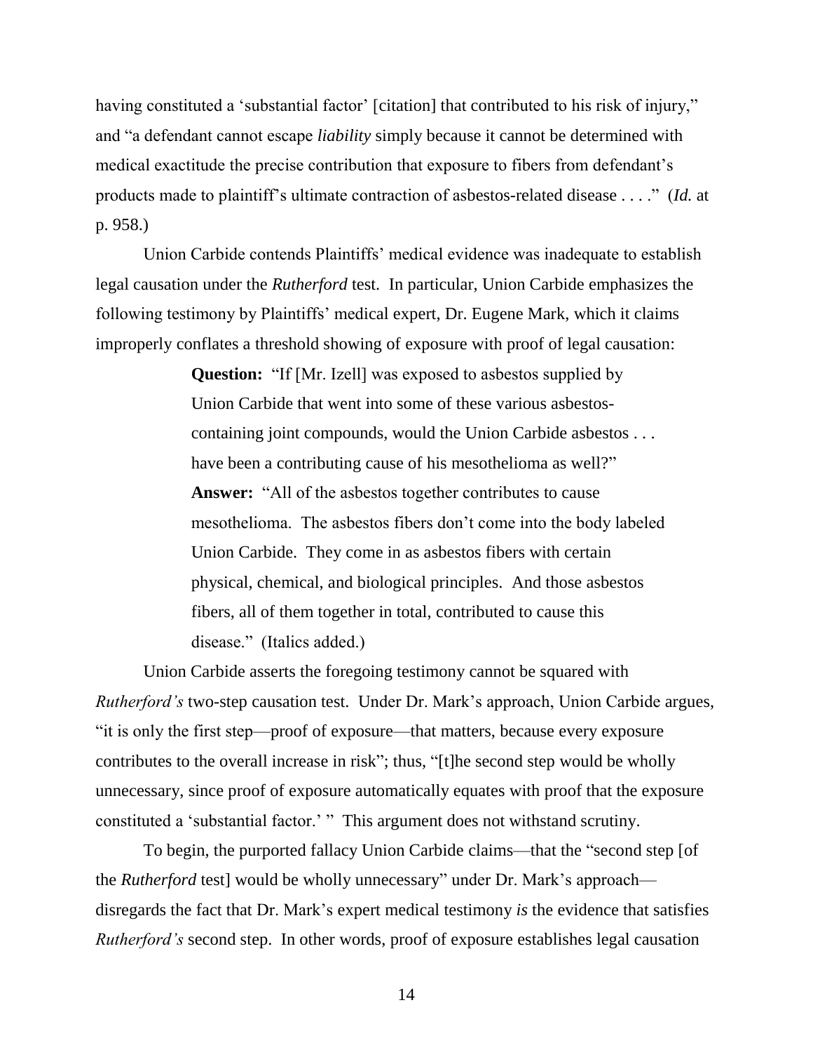having constituted a 'substantial factor' [citation] that contributed to his risk of injury," and "a defendant cannot escape *liability* simply because it cannot be determined with medical exactitude the precise contribution that exposure to fibers from defendant's products made to plaintiff's ultimate contraction of asbestos-related disease . . . ." (*Id.* at p. 958.)

Union Carbide contends Plaintiffs' medical evidence was inadequate to establish legal causation under the *Rutherford* test. In particular, Union Carbide emphasizes the following testimony by Plaintiffs' medical expert, Dr. Eugene Mark, which it claims improperly conflates a threshold showing of exposure with proof of legal causation:

> **Question:** "If [Mr. Izell] was exposed to asbestos supplied by Union Carbide that went into some of these various asbestos-containing joint compounds, would the Union Carbide asbestos . . . have been a contributing cause of his mesothelioma as well?"
>
> **Answer:** "All of the asbestos together contributes to cause mesothelioma. The asbestos fibers don't come into the body labeled Union Carbide. They come in as asbestos fibers with certain physical, chemical, and biological principles. And those asbestos fibers, all of them together in total, contributed to cause this disease." (Italics added.)

Union Carbide asserts the foregoing testimony cannot be squared with *Rutherford's* two-step causation test. Under Dr. Mark's approach, Union Carbide argues, "it is only the first step—proof of exposure—that matters, because every exposure contributes to the overall increase in risk"; thus, "[t]he second step would be wholly unnecessary, since proof of exposure automatically equates with proof that the exposure constituted a 'substantial factor.' " This argument does not withstand scrutiny.

To begin, the purported fallacy Union Carbide claims—that the "second step [of the *Rutherford* test] would be wholly unnecessary" under Dr. Mark's approach—disregards the fact that Dr. Mark's expert medical testimony *is* the evidence that satisfies *Rutherford's* second step. In other words, proof of exposure establishes legal causation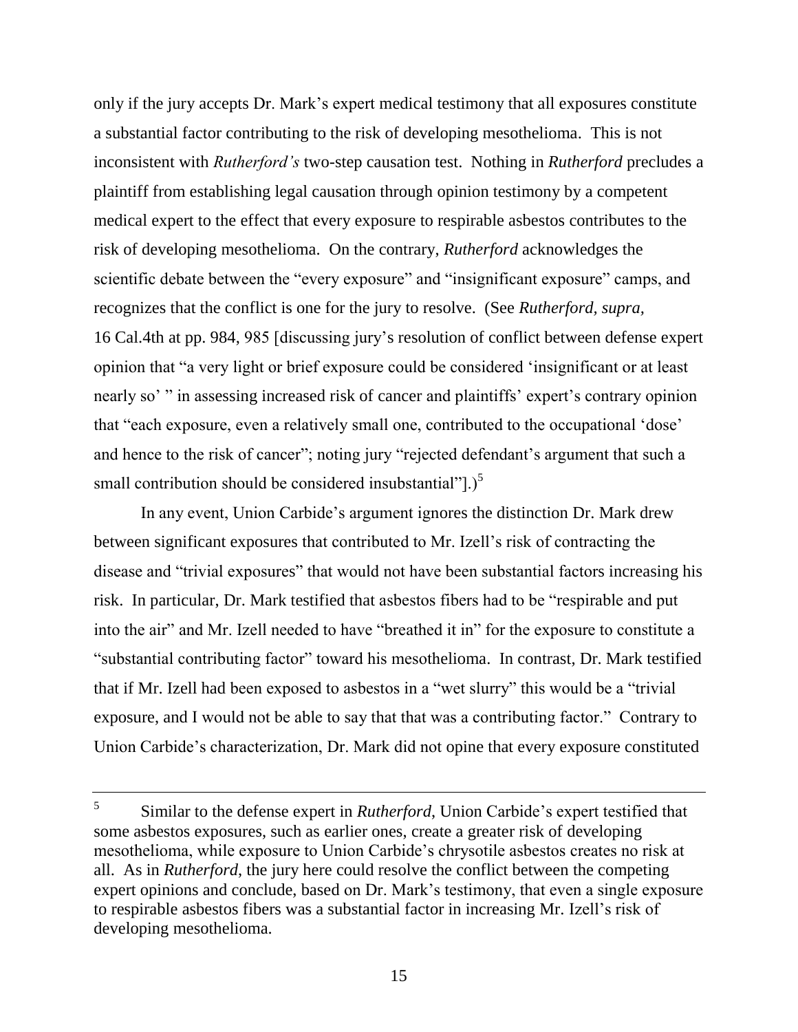only if the jury accepts Dr. Mark's expert medical testimony that all exposures constitute a substantial factor contributing to the risk of developing mesothelioma. This is not inconsistent with *Rutherford's* two-step causation test. Nothing in *Rutherford* precludes a plaintiff from establishing legal causation through opinion testimony by a competent medical expert to the effect that every exposure to respirable asbestos contributes to the risk of developing mesothelioma. On the contrary, *Rutherford* acknowledges the scientific debate between the "every exposure" and "insignificant exposure" camps, and recognizes that the conflict is one for the jury to resolve. (See *Rutherford, supra,* 16 Cal.4th at pp. 984, 985 [discussing jury's resolution of conflict between defense expert opinion that "a very light or brief exposure could be considered 'insignificant or at least nearly so' " in assessing increased risk of cancer and plaintiffs' expert's contrary opinion that "each exposure, even a relatively small one, contributed to the occupational 'dose' and hence to the risk of cancer"; noting jury "rejected defendant's argument that such a small contribution should be considered insubstantial"].)[5]

In any event, Union Carbide's argument ignores the distinction Dr. Mark drew between significant exposures that contributed to Mr. Izell's risk of contracting the disease and "trivial exposures" that would not have been substantial factors increasing his risk. In particular, Dr. Mark testified that asbestos fibers had to be "respirable and put into the air" and Mr. Izell needed to have "breathed it in" for the exposure to constitute a "substantial contributing factor" toward his mesothelioma. In contrast, Dr. Mark testified that if Mr. Izell had been exposed to asbestos in a "wet slurry" this would be a "trivial exposure, and I would not be able to say that that was a contributing factor." Contrary to Union Carbide's characterization, Dr. Mark did not opine that every exposure constituted

---

[5] Similar to the defense expert in *Rutherford*, Union Carbide's expert testified that some asbestos exposures, such as earlier ones, create a greater risk of developing mesothelioma, while exposure to Union Carbide's chrysotile asbestos creates no risk at all. As in *Rutherford*, the jury here could resolve the conflict between the competing expert opinions and conclude, based on Dr. Mark's testimony, that even a single exposure to respirable asbestos fibers was a substantial factor in increasing Mr. Izell's risk of developing mesothelioma.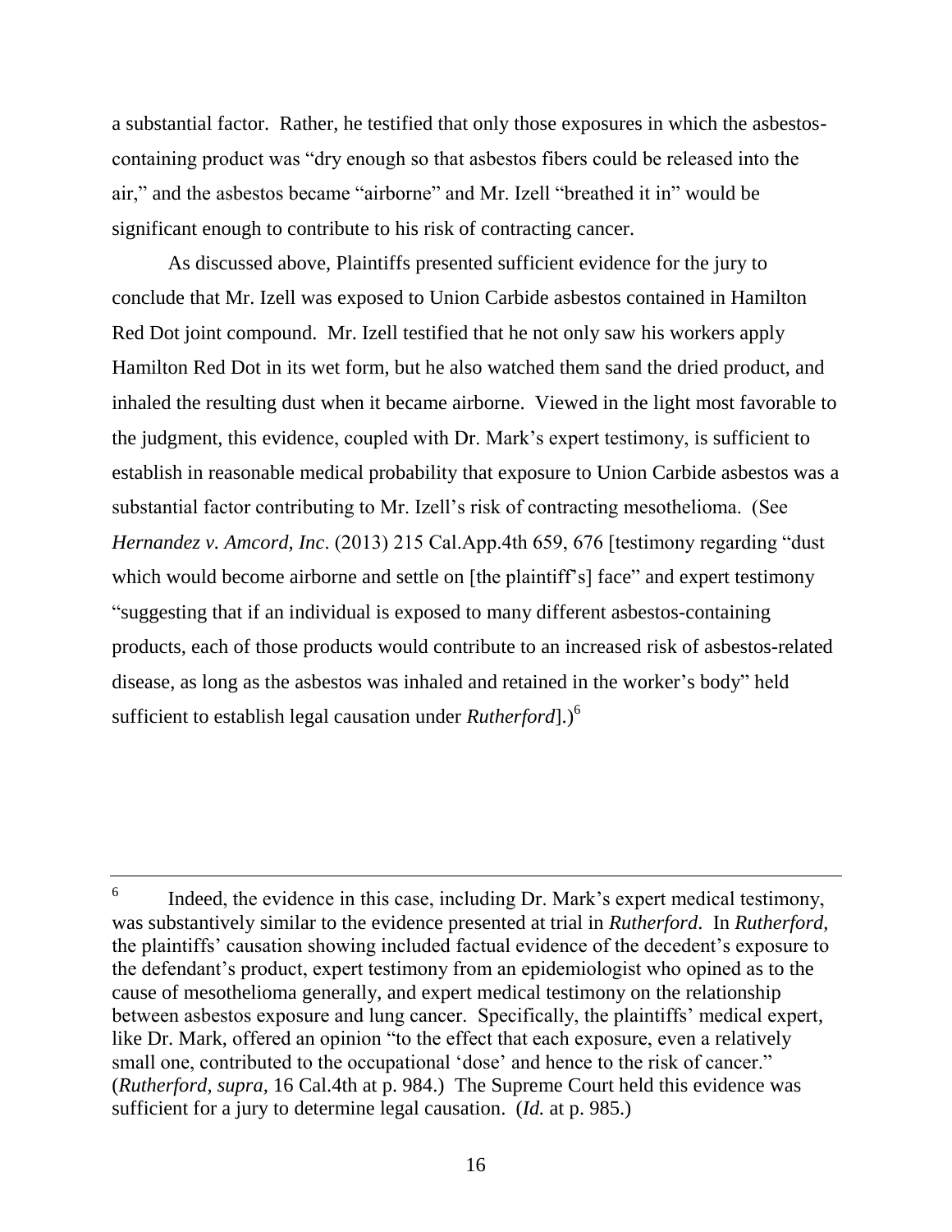a substantial factor. Rather, he testified that only those exposures in which the asbestos-containing product was "dry enough so that asbestos fibers could be released into the air," and the asbestos became "airborne" and Mr. Izell "breathed it in" would be significant enough to contribute to his risk of contracting cancer.

As discussed above, Plaintiffs presented sufficient evidence for the jury to conclude that Mr. Izell was exposed to Union Carbide asbestos contained in Hamilton Red Dot joint compound. Mr. Izell testified that he not only saw his workers apply Hamilton Red Dot in its wet form, but he also watched them sand the dried product, and inhaled the resulting dust when it became airborne. Viewed in the light most favorable to the judgment, this evidence, coupled with Dr. Mark's expert testimony, is sufficient to establish in reasonable medical probability that exposure to Union Carbide asbestos was a substantial factor contributing to Mr. Izell's risk of contracting mesothelioma. (See *Hernandez v. Amcord, Inc*. (2013) 215 Cal.App.4th 659, 676 [testimony regarding "dust which would become airborne and settle on [the plaintiff's] face" and expert testimony "suggesting that if an individual is exposed to many different asbestos-containing products, each of those products would contribute to an increased risk of asbestos-related disease, as long as the asbestos was inhaled and retained in the worker's body" held sufficient to establish legal causation under *Rutherford*].)[6]

---

[6] Indeed, the evidence in this case, including Dr. Mark's expert medical testimony, was substantively similar to the evidence presented at trial in *Rutherford*. In *Rutherford*, the plaintiffs' causation showing included factual evidence of the decedent's exposure to the defendant's product, expert testimony from an epidemiologist who opined as to the cause of mesothelioma generally, and expert medical testimony on the relationship between asbestos exposure and lung cancer. Specifically, the plaintiffs' medical expert, like Dr. Mark, offered an opinion "to the effect that each exposure, even a relatively small one, contributed to the occupational 'dose' and hence to the risk of cancer." (*Rutherford, supra,* 16 Cal.4th at p. 984.) The Supreme Court held this evidence was sufficient for a jury to determine legal causation. (*Id.* at p. 985.)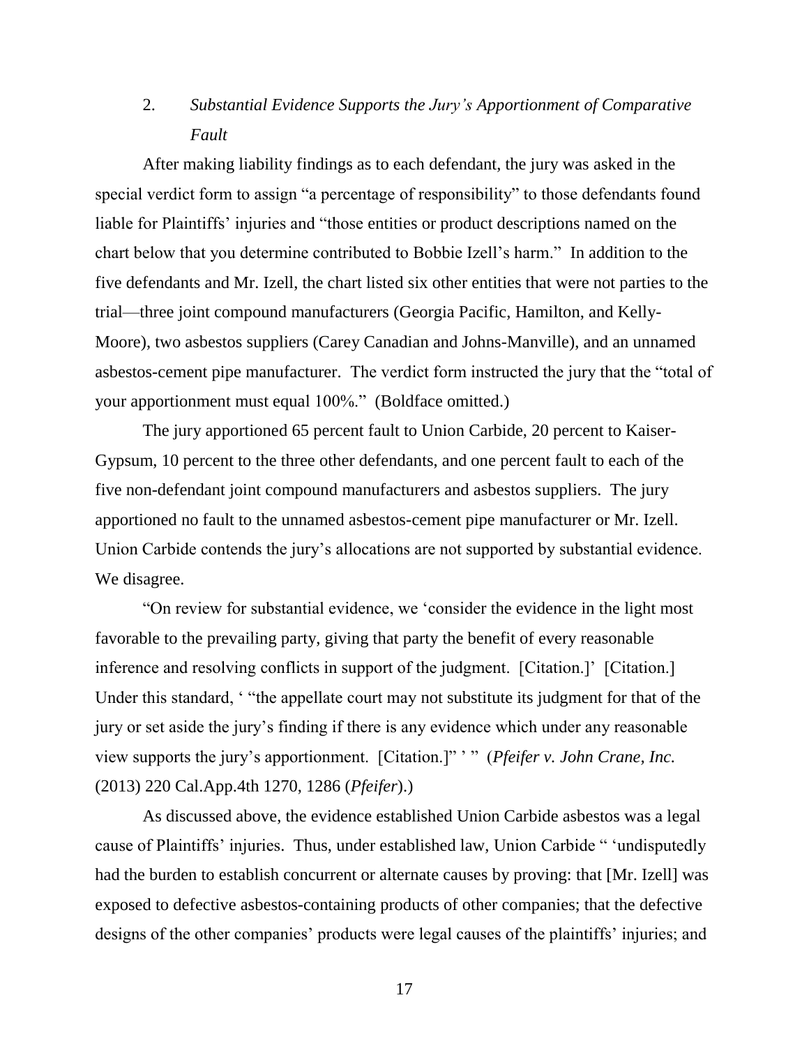2. *Substantial Evidence Supports the Jury's Apportionment of Comparative Fault*

After making liability findings as to each defendant, the jury was asked in the special verdict form to assign "a percentage of responsibility" to those defendants found liable for Plaintiffs' injuries and "those entities or product descriptions named on the chart below that you determine contributed to Bobbie Izell's harm." In addition to the five defendants and Mr. Izell, the chart listed six other entities that were not parties to the trial—three joint compound manufacturers (Georgia Pacific, Hamilton, and Kelly-Moore), two asbestos suppliers (Carey Canadian and Johns-Manville), and an unnamed asbestos-cement pipe manufacturer. The verdict form instructed the jury that the "total of your apportionment must equal 100%." (Boldface omitted.)

The jury apportioned 65 percent fault to Union Carbide, 20 percent to Kaiser-Gypsum, 10 percent to the three other defendants, and one percent fault to each of the five non-defendant joint compound manufacturers and asbestos suppliers. The jury apportioned no fault to the unnamed asbestos-cement pipe manufacturer or Mr. Izell. Union Carbide contends the jury's allocations are not supported by substantial evidence. We disagree.

"On review for substantial evidence, we 'consider the evidence in the light most favorable to the prevailing party, giving that party the benefit of every reasonable inference and resolving conflicts in support of the judgment. [Citation.]' [Citation.] Under this standard, ' "the appellate court may not substitute its judgment for that of the jury or set aside the jury's finding if there is any evidence which under any reasonable view supports the jury's apportionment. [Citation.]" ' " (*Pfeifer v. John Crane, Inc.* (2013) 220 Cal.App.4th 1270, 1286 (*Pfeifer*).)

As discussed above, the evidence established Union Carbide asbestos was a legal cause of Plaintiffs' injuries. Thus, under established law, Union Carbide " 'undisputedly had the burden to establish concurrent or alternate causes by proving: that [Mr. Izell] was exposed to defective asbestos-containing products of other companies; that the defective designs of the other companies' products were legal causes of the plaintiffs' injuries; and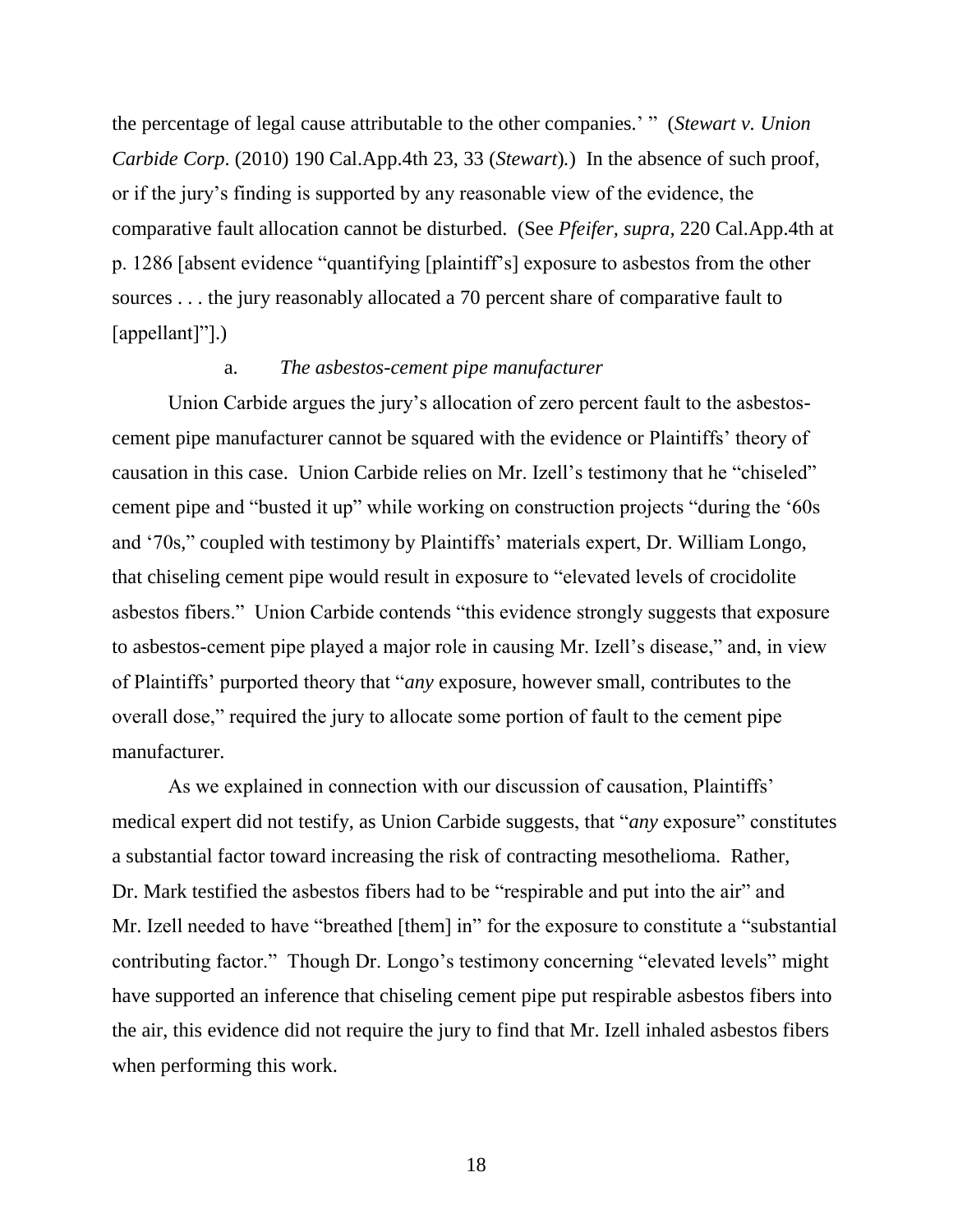the percentage of legal cause attributable to the other companies.' " (*Stewart v. Union Carbide Corp*. (2010) 190 Cal.App.4th 23, 33 (*Stewart*).) In the absence of such proof, or if the jury's finding is supported by any reasonable view of the evidence, the comparative fault allocation cannot be disturbed. (See *Pfeifer, supra,* 220 Cal.App.4th at p. 1286 [absent evidence "quantifying [plaintiff's] exposure to asbestos from the other sources . . . the jury reasonably allocated a 70 percent share of comparative fault to [appellant]"].)

a. *The asbestos-cement pipe manufacturer*

Union Carbide argues the jury's allocation of zero percent fault to the asbestos-cement pipe manufacturer cannot be squared with the evidence or Plaintiffs' theory of causation in this case. Union Carbide relies on Mr. Izell's testimony that he "chiseled" cement pipe and "busted it up" while working on construction projects "during the '60s and '70s," coupled with testimony by Plaintiffs' materials expert, Dr. William Longo, that chiseling cement pipe would result in exposure to "elevated levels of crocidolite asbestos fibers." Union Carbide contends "this evidence strongly suggests that exposure to asbestos-cement pipe played a major role in causing Mr. Izell's disease," and, in view of Plaintiffs' purported theory that "*any* exposure, however small, contributes to the overall dose," required the jury to allocate some portion of fault to the cement pipe manufacturer.

As we explained in connection with our discussion of causation, Plaintiffs' medical expert did not testify, as Union Carbide suggests, that "*any* exposure" constitutes a substantial factor toward increasing the risk of contracting mesothelioma. Rather, Dr. Mark testified the asbestos fibers had to be "respirable and put into the air" and Mr. Izell needed to have "breathed [them] in" for the exposure to constitute a "substantial contributing factor." Though Dr. Longo's testimony concerning "elevated levels" might have supported an inference that chiseling cement pipe put respirable asbestos fibers into the air, this evidence did not require the jury to find that Mr. Izell inhaled asbestos fibers when performing this work.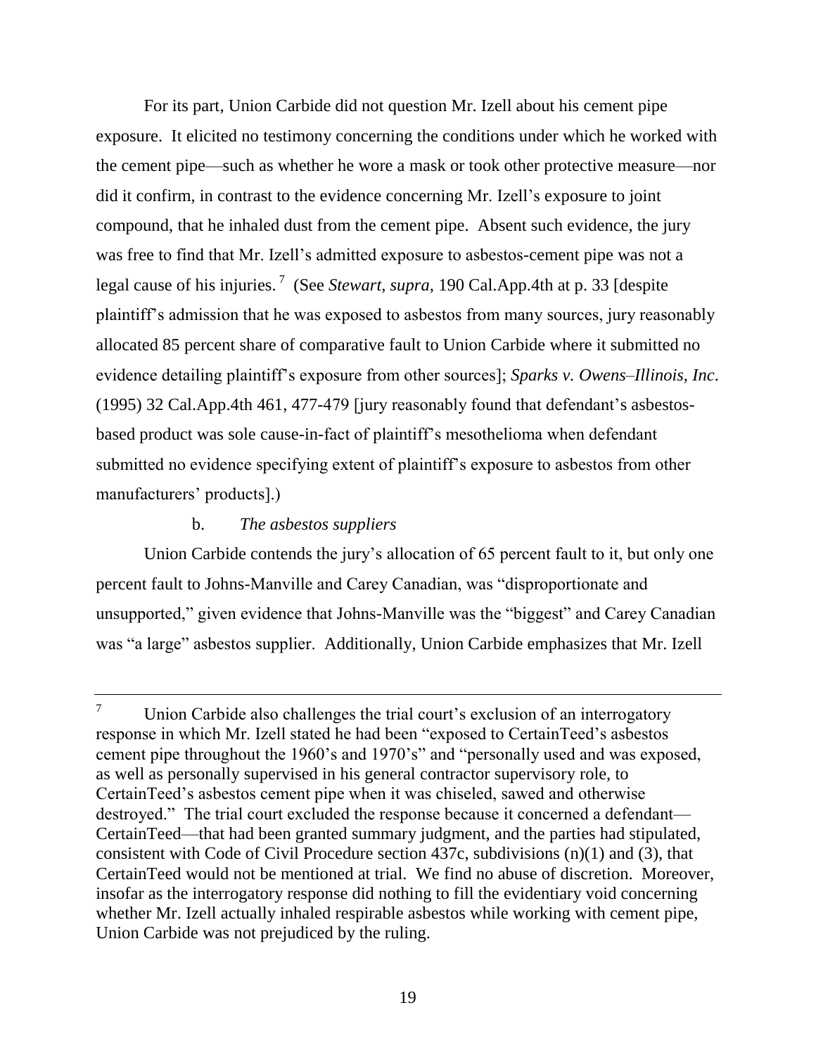For its part, Union Carbide did not question Mr. Izell about his cement pipe exposure. It elicited no testimony concerning the conditions under which he worked with the cement pipe—such as whether he wore a mask or took other protective measure—nor did it confirm, in contrast to the evidence concerning Mr. Izell's exposure to joint compound, that he inhaled dust from the cement pipe. Absent such evidence, the jury was free to find that Mr. Izell's admitted exposure to asbestos-cement pipe was not a legal cause of his injuries.[7] (See *Stewart, supra,* 190 Cal.App.4th at p. 33 [despite plaintiff's admission that he was exposed to asbestos from many sources, jury reasonably allocated 85 percent share of comparative fault to Union Carbide where it submitted no evidence detailing plaintiff's exposure from other sources]; *Sparks v. Owens–Illinois, Inc*. (1995) 32 Cal.App.4th 461, 477-479 [jury reasonably found that defendant's asbestos-based product was sole cause-in-fact of plaintiff's mesothelioma when defendant submitted no evidence specifying extent of plaintiff's exposure to asbestos from other manufacturers' products].)

b. *The asbestos suppliers*

Union Carbide contends the jury's allocation of 65 percent fault to it, but only one percent fault to Johns-Manville and Carey Canadian, was "disproportionate and unsupported," given evidence that Johns-Manville was the "biggest" and Carey Canadian was "a large" asbestos supplier. Additionally, Union Carbide emphasizes that Mr. Izell

---

[7] Union Carbide also challenges the trial court's exclusion of an interrogatory response in which Mr. Izell stated he had been "exposed to CertainTeed's asbestos cement pipe throughout the 1960's and 1970's" and "personally used and was exposed, as well as personally supervised in his general contractor supervisory role, to CertainTeed's asbestos cement pipe when it was chiseled, sawed and otherwise destroyed." The trial court excluded the response because it concerned a defendant—CertainTeed—that had been granted summary judgment, and the parties had stipulated, consistent with Code of Civil Procedure section 437c, subdivisions (n)(1) and (3), that CertainTeed would not be mentioned at trial. We find no abuse of discretion. Moreover, insofar as the interrogatory response did nothing to fill the evidentiary void concerning whether Mr. Izell actually inhaled respirable asbestos while working with cement pipe, Union Carbide was not prejudiced by the ruling.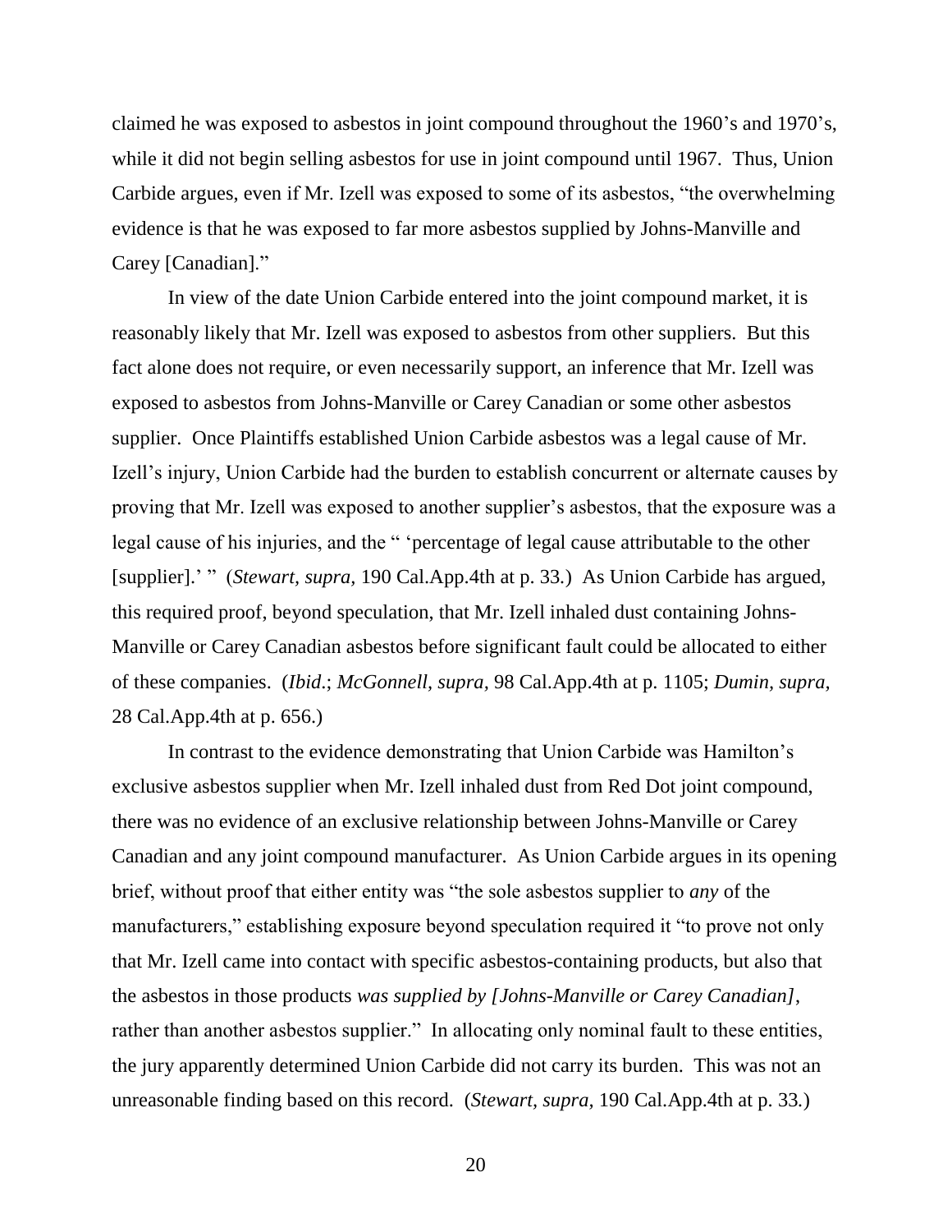claimed he was exposed to asbestos in joint compound throughout the 1960's and 1970's, while it did not begin selling asbestos for use in joint compound until 1967. Thus, Union Carbide argues, even if Mr. Izell was exposed to some of its asbestos, "the overwhelming evidence is that he was exposed to far more asbestos supplied by Johns-Manville and Carey [Canadian]."

In view of the date Union Carbide entered into the joint compound market, it is reasonably likely that Mr. Izell was exposed to asbestos from other suppliers. But this fact alone does not require, or even necessarily support, an inference that Mr. Izell was exposed to asbestos from Johns-Manville or Carey Canadian or some other asbestos supplier. Once Plaintiffs established Union Carbide asbestos was a legal cause of Mr. Izell's injury, Union Carbide had the burden to establish concurrent or alternate causes by proving that Mr. Izell was exposed to another supplier's asbestos, that the exposure was a legal cause of his injuries, and the " 'percentage of legal cause attributable to the other [supplier].' " (*Stewart*, *supra*, 190 Cal.App.4th at p. 33.) As Union Carbide has argued, this required proof, beyond speculation, that Mr. Izell inhaled dust containing Johns-Manville or Carey Canadian asbestos before significant fault could be allocated to either of these companies. (*Ibid*.; *McGonnell*, *supra*, 98 Cal.App.4th at p. 1105; *Dumin*, *supra*, 28 Cal.App.4th at p. 656.)

In contrast to the evidence demonstrating that Union Carbide was Hamilton's exclusive asbestos supplier when Mr. Izell inhaled dust from Red Dot joint compound, there was no evidence of an exclusive relationship between Johns-Manville or Carey Canadian and any joint compound manufacturer. As Union Carbide argues in its opening brief, without proof that either entity was "the sole asbestos supplier to *any* of the manufacturers," establishing exposure beyond speculation required it "to prove not only that Mr. Izell came into contact with specific asbestos-containing products, but also that the asbestos in those products *was supplied by [Johns-Manville or Carey Canadian]*, rather than another asbestos supplier." In allocating only nominal fault to these entities, the jury apparently determined Union Carbide did not carry its burden. This was not an unreasonable finding based on this record. (*Stewart*, *supra*, 190 Cal.App.4th at p. 33.)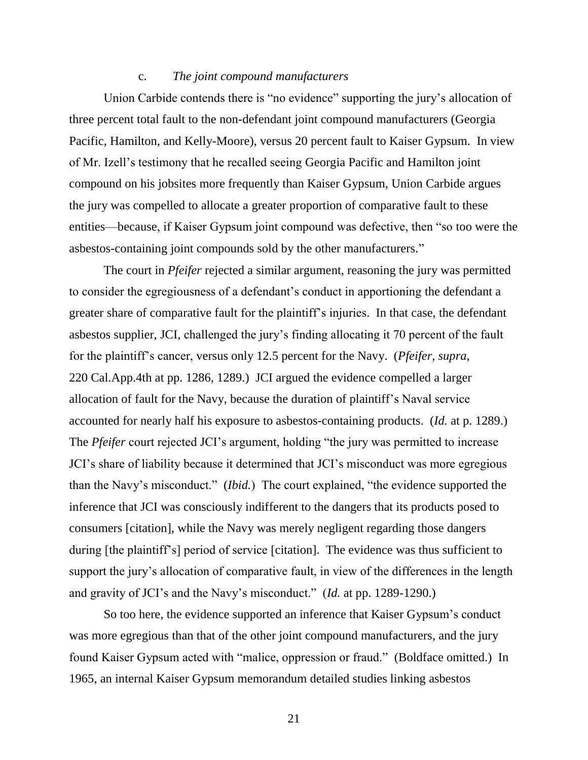### c. *The joint compound manufacturers*

Union Carbide contends there is "no evidence" supporting the jury's allocation of three percent total fault to the non-defendant joint compound manufacturers (Georgia Pacific, Hamilton, and Kelly-Moore), versus 20 percent fault to Kaiser Gypsum. In view of Mr. Izell's testimony that he recalled seeing Georgia Pacific and Hamilton joint compound on his jobsites more frequently than Kaiser Gypsum, Union Carbide argues the jury was compelled to allocate a greater proportion of comparative fault to these entities—because, if Kaiser Gypsum joint compound was defective, then "so too were the asbestos-containing joint compounds sold by the other manufacturers."

The court in *Pfeifer* rejected a similar argument, reasoning the jury was permitted to consider the egregiousness of a defendant's conduct in apportioning the defendant a greater share of comparative fault for the plaintiff's injuries. In that case, the defendant asbestos supplier, JCI, challenged the jury's finding allocating it 70 percent of the fault for the plaintiff's cancer, versus only 12.5 percent for the Navy. (*Pfeifer, supra,* 220 Cal.App.4th at pp. 1286, 1289.) JCI argued the evidence compelled a larger allocation of fault for the Navy, because the duration of plaintiff's Naval service accounted for nearly half his exposure to asbestos-containing products. (*Id.* at p. 1289.) The *Pfeifer* court rejected JCI's argument, holding "the jury was permitted to increase JCI's share of liability because it determined that JCI's misconduct was more egregious than the Navy's misconduct." (*Ibid.*) The court explained, "the evidence supported the inference that JCI was consciously indifferent to the dangers that its products posed to consumers [citation], while the Navy was merely negligent regarding those dangers during [the plaintiff's] period of service [citation]. The evidence was thus sufficient to support the jury's allocation of comparative fault, in view of the differences in the length and gravity of JCI's and the Navy's misconduct." (*Id.* at pp. 1289-1290.)

So too here, the evidence supported an inference that Kaiser Gypsum's conduct was more egregious than that of the other joint compound manufacturers, and the jury found Kaiser Gypsum acted with "malice, oppression or fraud." (Boldface omitted.) In 1965, an internal Kaiser Gypsum memorandum detailed studies linking asbestos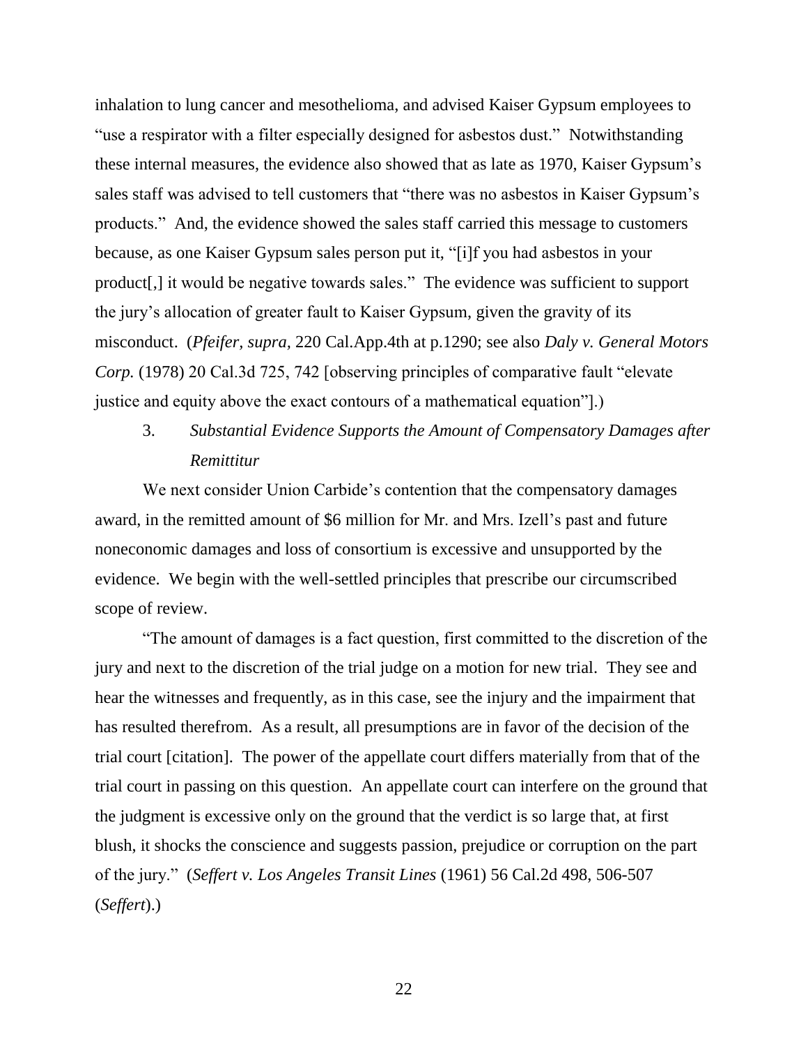inhalation to lung cancer and mesothelioma, and advised Kaiser Gypsum employees to "use a respirator with a filter especially designed for asbestos dust." Notwithstanding these internal measures, the evidence also showed that as late as 1970, Kaiser Gypsum's sales staff was advised to tell customers that "there was no asbestos in Kaiser Gypsum's products." And, the evidence showed the sales staff carried this message to customers because, as one Kaiser Gypsum sales person put it, "[i]f you had asbestos in your product[,] it would be negative towards sales." The evidence was sufficient to support the jury's allocation of greater fault to Kaiser Gypsum, given the gravity of its misconduct. (*Pfeifer*, *supra*, 220 Cal.App.4th at p.1290; see also *Daly v. General Motors Corp.* (1978) 20 Cal.3d 725, 742 [observing principles of comparative fault "elevate justice and equity above the exact contours of a mathematical equation"].)

### 3. *Substantial Evidence Supports the Amount of Compensatory Damages after Remittitur*

We next consider Union Carbide's contention that the compensatory damages award, in the remitted amount of $6 million for Mr. and Mrs. Izell's past and future noneconomic damages and loss of consortium is excessive and unsupported by the evidence. We begin with the well-settled principles that prescribe our circumscribed scope of review.

"The amount of damages is a fact question, first committed to the discretion of the jury and next to the discretion of the trial judge on a motion for new trial. They see and hear the witnesses and frequently, as in this case, see the injury and the impairment that has resulted therefrom. As a result, all presumptions are in favor of the decision of the trial court [citation]. The power of the appellate court differs materially from that of the trial court in passing on this question. An appellate court can interfere on the ground that the judgment is excessive only on the ground that the verdict is so large that, at first blush, it shocks the conscience and suggests passion, prejudice or corruption on the part of the jury." (*Seffert v. Los Angeles Transit Lines* (1961) 56 Cal.2d 498, 506-507 (*Seffert*).)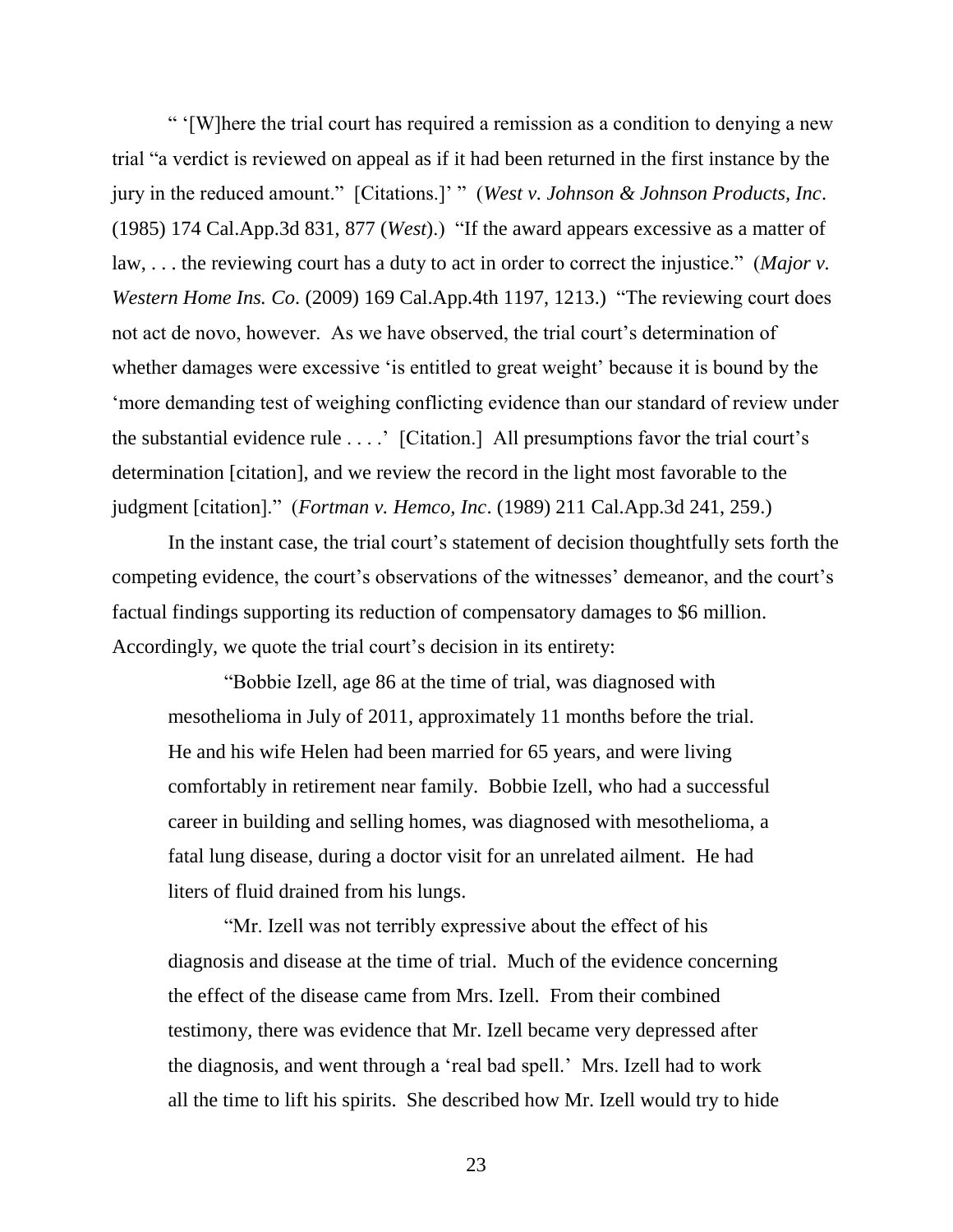" '[W]here the trial court has required a remission as a condition to denying a new trial "a verdict is reviewed on appeal as if it had been returned in the first instance by the jury in the reduced amount." [Citations.]' " (*West v. Johnson & Johnson Products, Inc*. (1985) 174 Cal.App.3d 831, 877 (*West*).) "If the award appears excessive as a matter of law, . . . the reviewing court has a duty to act in order to correct the injustice." (*Major v. Western Home Ins. Co*. (2009) 169 Cal.App.4th 1197, 1213.) "The reviewing court does not act de novo, however. As we have observed, the trial court's determination of whether damages were excessive 'is entitled to great weight' because it is bound by the 'more demanding test of weighing conflicting evidence than our standard of review under the substantial evidence rule . . . .' [Citation.] All presumptions favor the trial court's determination [citation], and we review the record in the light most favorable to the judgment [citation]." (*Fortman v. Hemco, Inc*. (1989) 211 Cal.App.3d 241, 259.)

In the instant case, the trial court's statement of decision thoughtfully sets forth the competing evidence, the court's observations of the witnesses' demeanor, and the court's factual findings supporting its reduction of compensatory damages to $6 million. Accordingly, we quote the trial court's decision in its entirety:

> "Bobbie Izell, age 86 at the time of trial, was diagnosed with mesothelioma in July of 2011, approximately 11 months before the trial. He and his wife Helen had been married for 65 years, and were living comfortably in retirement near family. Bobbie Izell, who had a successful career in building and selling homes, was diagnosed with mesothelioma, a fatal lung disease, during a doctor visit for an unrelated ailment. He had liters of fluid drained from his lungs.
>
> "Mr. Izell was not terribly expressive about the effect of his diagnosis and disease at the time of trial. Much of the evidence concerning the effect of the disease came from Mrs. Izell. From their combined testimony, there was evidence that Mr. Izell became very depressed after the diagnosis, and went through a 'real bad spell.' Mrs. Izell had to work all the time to lift his spirits. She described how Mr. Izell would try to hide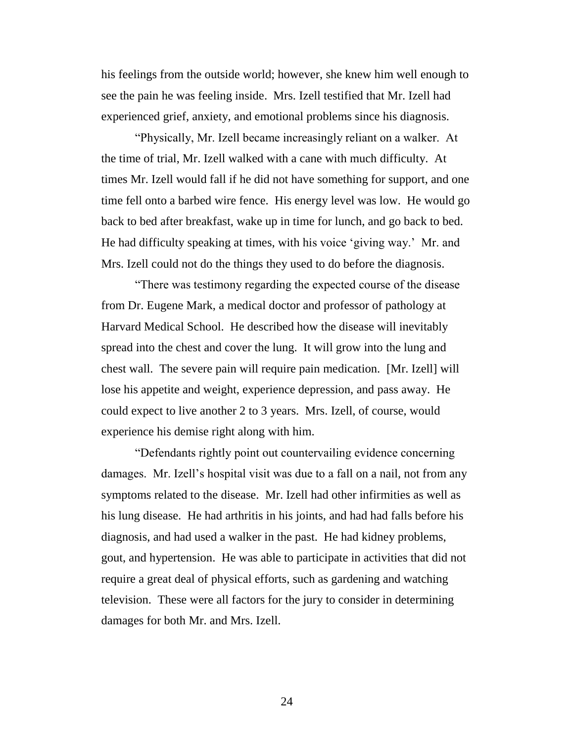his feelings from the outside world; however, she knew him well enough to see the pain he was feeling inside. Mrs. Izell testified that Mr. Izell had experienced grief, anxiety, and emotional problems since his diagnosis.

"Physically, Mr. Izell became increasingly reliant on a walker. At the time of trial, Mr. Izell walked with a cane with much difficulty. At times Mr. Izell would fall if he did not have something for support, and one time fell onto a barbed wire fence. His energy level was low. He would go back to bed after breakfast, wake up in time for lunch, and go back to bed. He had difficulty speaking at times, with his voice 'giving way.' Mr. and Mrs. Izell could not do the things they used to do before the diagnosis.

"There was testimony regarding the expected course of the disease from Dr. Eugene Mark, a medical doctor and professor of pathology at Harvard Medical School. He described how the disease will inevitably spread into the chest and cover the lung. It will grow into the lung and chest wall. The severe pain will require pain medication. [Mr. Izell] will lose his appetite and weight, experience depression, and pass away. He could expect to live another 2 to 3 years. Mrs. Izell, of course, would experience his demise right along with him.

"Defendants rightly point out countervailing evidence concerning damages. Mr. Izell's hospital visit was due to a fall on a nail, not from any symptoms related to the disease. Mr. Izell had other infirmities as well as his lung disease. He had arthritis in his joints, and had had falls before his diagnosis, and had used a walker in the past. He had kidney problems, gout, and hypertension. He was able to participate in activities that did not require a great deal of physical efforts, such as gardening and watching television. These were all factors for the jury to consider in determining damages for both Mr. and Mrs. Izell.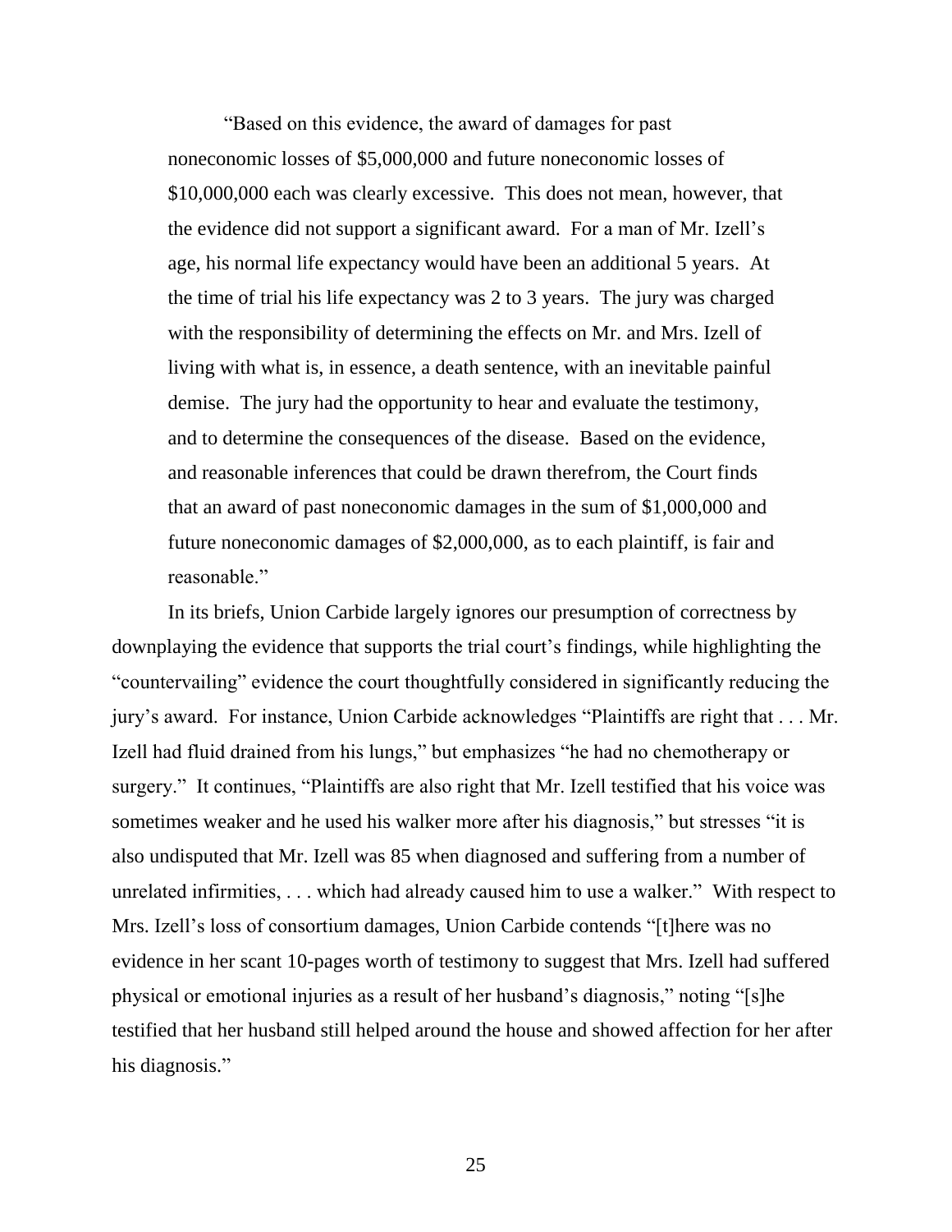> "Based on this evidence, the award of damages for past noneconomic losses of $5,000,000 and future noneconomic losses of $10,000,000 each was clearly excessive. This does not mean, however, that the evidence did not support a significant award. For a man of Mr. Izell's age, his normal life expectancy would have been an additional 5 years. At the time of trial his life expectancy was 2 to 3 years. The jury was charged with the responsibility of determining the effects on Mr. and Mrs. Izell of living with what is, in essence, a death sentence, with an inevitable painful demise. The jury had the opportunity to hear and evaluate the testimony, and to determine the consequences of the disease. Based on the evidence, and reasonable inferences that could be drawn therefrom, the Court finds that an award of past noneconomic damages in the sum of $1,000,000 and future noneconomic damages of $2,000,000, as to each plaintiff, is fair and reasonable."

In its briefs, Union Carbide largely ignores our presumption of correctness by downplaying the evidence that supports the trial court's findings, while highlighting the "countervailing" evidence the court thoughtfully considered in significantly reducing the jury's award. For instance, Union Carbide acknowledges "Plaintiffs are right that . . . Mr. Izell had fluid drained from his lungs," but emphasizes "he had no chemotherapy or surgery." It continues, "Plaintiffs are also right that Mr. Izell testified that his voice was sometimes weaker and he used his walker more after his diagnosis," but stresses "it is also undisputed that Mr. Izell was 85 when diagnosed and suffering from a number of unrelated infirmities, . . . which had already caused him to use a walker." With respect to Mrs. Izell's loss of consortium damages, Union Carbide contends "[t]here was no evidence in her scant 10-pages worth of testimony to suggest that Mrs. Izell had suffered physical or emotional injuries as a result of her husband's diagnosis," noting "[s]he testified that her husband still helped around the house and showed affection for her after his diagnosis."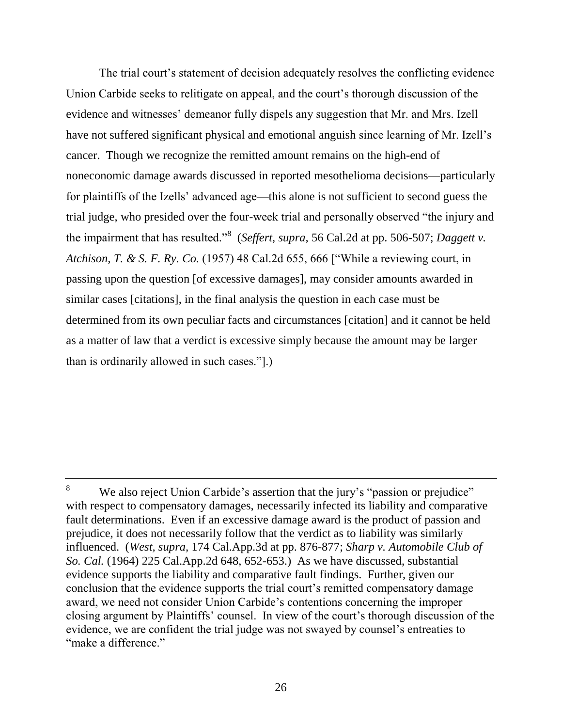The trial court's statement of decision adequately resolves the conflicting evidence Union Carbide seeks to relitigate on appeal, and the court's thorough discussion of the evidence and witnesses' demeanor fully dispels any suggestion that Mr. and Mrs. Izell have not suffered significant physical and emotional anguish since learning of Mr. Izell's cancer. Though we recognize the remitted amount remains on the high-end of noneconomic damage awards discussed in reported mesothelioma decisions—particularly for plaintiffs of the Izells' advanced age—this alone is not sufficient to second guess the trial judge, who presided over the four-week trial and personally observed "the injury and the impairment that has resulted."[8] (*Seffert, supra,* 56 Cal.2d at pp. 506-507; *Daggett v. Atchison, T. & S. F. Ry. Co.* (1957) 48 Cal.2d 655, 666 ["While a reviewing court, in passing upon the question [of excessive damages], may consider amounts awarded in similar cases [citations], in the final analysis the question in each case must be determined from its own peculiar facts and circumstances [citation] and it cannot be held as a matter of law that a verdict is excessive simply because the amount may be larger than is ordinarily allowed in such cases."].)

---

[8] We also reject Union Carbide's assertion that the jury's "passion or prejudice" with respect to compensatory damages, necessarily infected its liability and comparative fault determinations. Even if an excessive damage award is the product of passion and prejudice, it does not necessarily follow that the verdict as to liability was similarly influenced. (*West, supra,* 174 Cal.App.3d at pp. 876-877; *Sharp v. Automobile Club of So. Cal.* (1964) 225 Cal.App.2d 648, 652-653.) As we have discussed, substantial evidence supports the liability and comparative fault findings. Further, given our conclusion that the evidence supports the trial court's remitted compensatory damage award, we need not consider Union Carbide's contentions concerning the improper closing argument by Plaintiffs' counsel. In view of the court's thorough discussion of the evidence, we are confident the trial judge was not swayed by counsel's entreaties to "make a difference."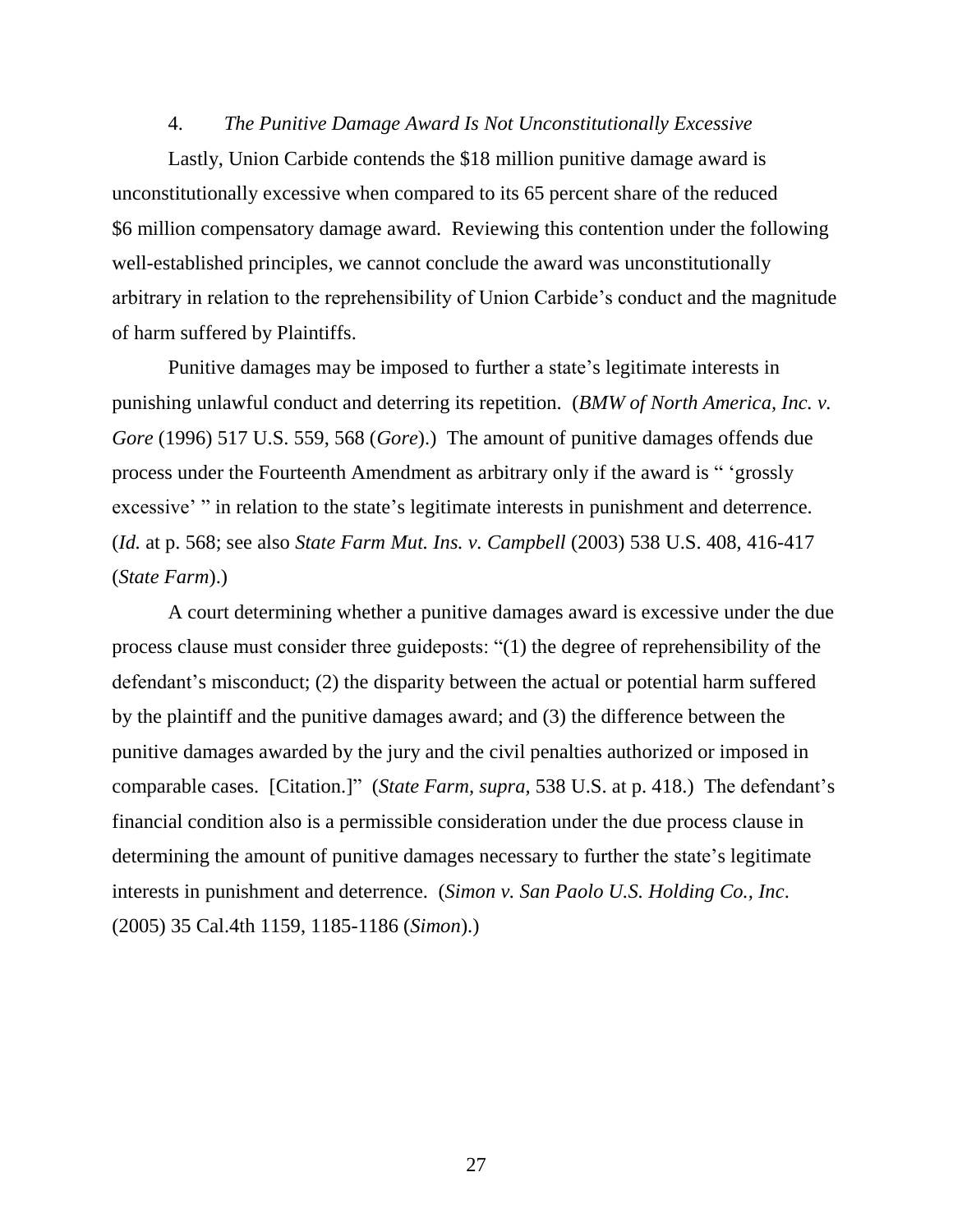#### 4. *The Punitive Damage Award Is Not Unconstitutionally Excessive*

Lastly, Union Carbide contends the $18 million punitive damage award is unconstitutionally excessive when compared to its 65 percent share of the reduced $6 million compensatory damage award. Reviewing this contention under the following well-established principles, we cannot conclude the award was unconstitutionally arbitrary in relation to the reprehensibility of Union Carbide's conduct and the magnitude of harm suffered by Plaintiffs.

Punitive damages may be imposed to further a state's legitimate interests in punishing unlawful conduct and deterring its repetition. (*BMW of North America, Inc. v. Gore* (1996) 517 U.S. 559, 568 (*Gore*).) The amount of punitive damages offends due process under the Fourteenth Amendment as arbitrary only if the award is " 'grossly excessive' " in relation to the state's legitimate interests in punishment and deterrence. (*Id.* at p. 568; see also *State Farm Mut. Ins. v. Campbell* (2003) 538 U.S. 408, 416-417 (*State Farm*).)

A court determining whether a punitive damages award is excessive under the due process clause must consider three guideposts: "(1) the degree of reprehensibility of the defendant's misconduct; (2) the disparity between the actual or potential harm suffered by the plaintiff and the punitive damages award; and (3) the difference between the punitive damages awarded by the jury and the civil penalties authorized or imposed in comparable cases. [Citation.]" (*State Farm*, *supra*, 538 U.S. at p. 418.) The defendant's financial condition also is a permissible consideration under the due process clause in determining the amount of punitive damages necessary to further the state's legitimate interests in punishment and deterrence. (*Simon v. San Paolo U.S. Holding Co., Inc*. (2005) 35 Cal.4th 1159, 1185-1186 (*Simon*).)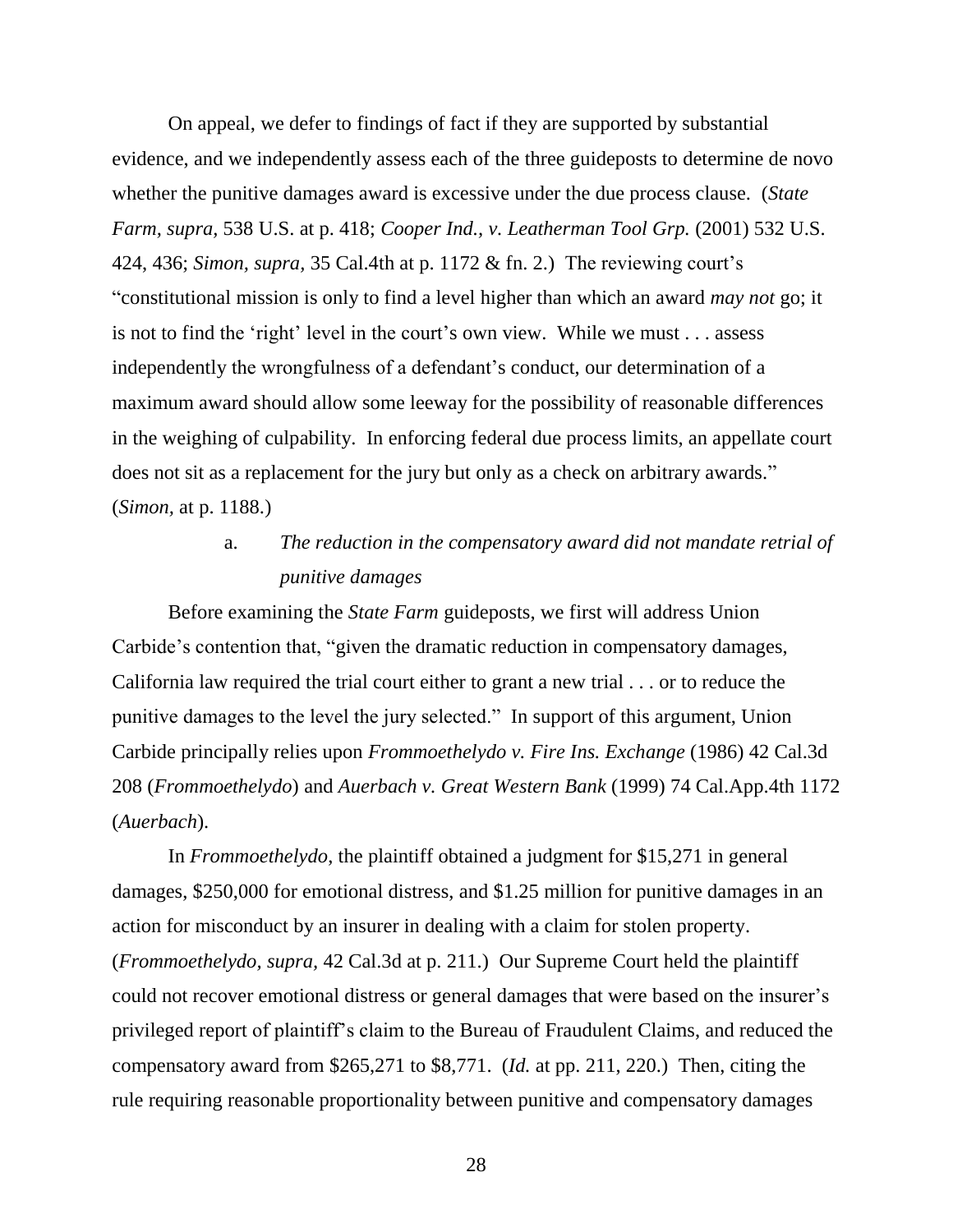On appeal, we defer to findings of fact if they are supported by substantial evidence, and we independently assess each of the three guideposts to determine de novo whether the punitive damages award is excessive under the due process clause. (*State Farm, supra,* 538 U.S. at p. 418; *Cooper Ind., v. Leatherman Tool Grp.* (2001) 532 U.S. 424, 436; *Simon, supra,* 35 Cal.4th at p. 1172 & fn. 2.) The reviewing court's "constitutional mission is only to find a level higher than which an award *may not* go; it is not to find the 'right' level in the court's own view. While we must . . . assess independently the wrongfulness of a defendant's conduct, our determination of a maximum award should allow some leeway for the possibility of reasonable differences in the weighing of culpability. In enforcing federal due process limits, an appellate court does not sit as a replacement for the jury but only as a check on arbitrary awards." (*Simon,* at p. 1188.)

a. *The reduction in the compensatory award did not mandate retrial of punitive damages*

Before examining the *State Farm* guideposts, we first will address Union Carbide's contention that, "given the dramatic reduction in compensatory damages, California law required the trial court either to grant a new trial . . . or to reduce the punitive damages to the level the jury selected." In support of this argument, Union Carbide principally relies upon *Frommoethelydo v. Fire Ins. Exchange* (1986) 42 Cal.3d 208 (*Frommoethelydo*) and *Auerbach v. Great Western Bank* (1999) 74 Cal.App.4th 1172 (*Auerbach*).

In *Frommoethelydo,* the plaintiff obtained a judgment for $15,271 in general damages, $250,000 for emotional distress, and $1.25 million for punitive damages in an action for misconduct by an insurer in dealing with a claim for stolen property. (*Frommoethelydo, supra,* 42 Cal.3d at p. 211.) Our Supreme Court held the plaintiff could not recover emotional distress or general damages that were based on the insurer's privileged report of plaintiff's claim to the Bureau of Fraudulent Claims, and reduced the compensatory award from $265,271 to $8,771. (*Id.* at pp. 211, 220.) Then, citing the rule requiring reasonable proportionality between punitive and compensatory damages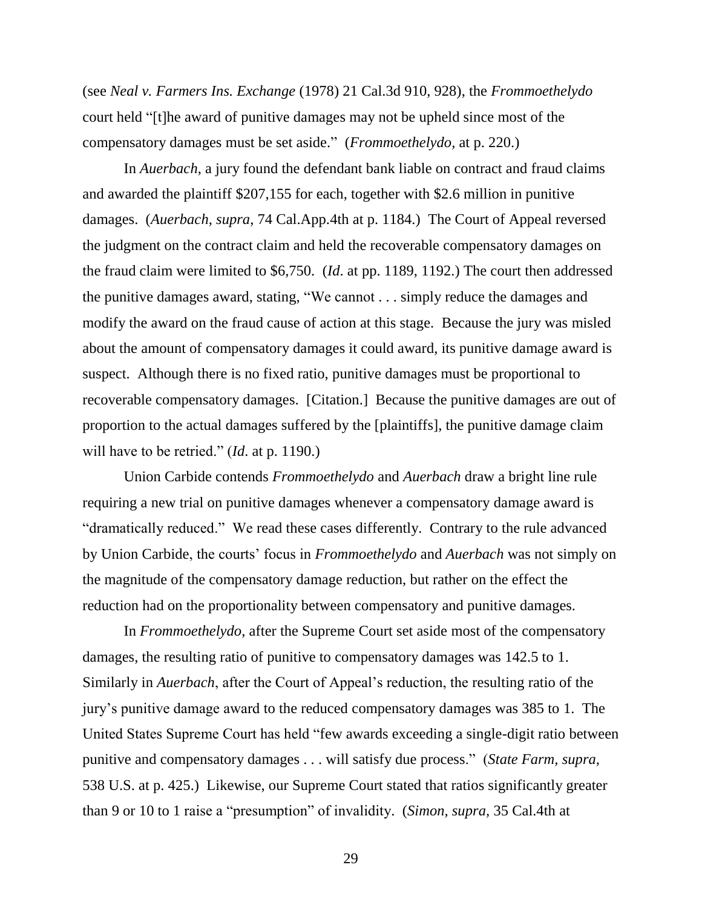(see *Neal v. Farmers Ins. Exchange* (1978) 21 Cal.3d 910, 928), the *Frommoethelydo* court held "[t]he award of punitive damages may not be upheld since most of the compensatory damages must be set aside." (*Frommoethelydo,* at p. 220.)

In *Auerbach*, a jury found the defendant bank liable on contract and fraud claims and awarded the plaintiff $207,155 for each, together with $2.6 million in punitive damages. (*Auerbach, supra*, 74 Cal.App.4th at p. 1184.) The Court of Appeal reversed the judgment on the contract claim and held the recoverable compensatory damages on the fraud claim were limited to $6,750. (*Id*. at pp. 1189, 1192.) The court then addressed the punitive damages award, stating, "We cannot . . . simply reduce the damages and modify the award on the fraud cause of action at this stage. Because the jury was misled about the amount of compensatory damages it could award, its punitive damage award is suspect. Although there is no fixed ratio, punitive damages must be proportional to recoverable compensatory damages. [Citation.] Because the punitive damages are out of proportion to the actual damages suffered by the [plaintiffs], the punitive damage claim will have to be retried." (*Id*. at p. 1190.)

Union Carbide contends *Frommoethelydo* and *Auerbach* draw a bright line rule requiring a new trial on punitive damages whenever a compensatory damage award is "dramatically reduced." We read these cases differently. Contrary to the rule advanced by Union Carbide, the courts' focus in *Frommoethelydo* and *Auerbach* was not simply on the magnitude of the compensatory damage reduction, but rather on the effect the reduction had on the proportionality between compensatory and punitive damages.

In *Frommoethelydo*, after the Supreme Court set aside most of the compensatory damages, the resulting ratio of punitive to compensatory damages was 142.5 to 1. Similarly in *Auerbach*, after the Court of Appeal's reduction, the resulting ratio of the jury's punitive damage award to the reduced compensatory damages was 385 to 1. The United States Supreme Court has held "few awards exceeding a single-digit ratio between punitive and compensatory damages . . . will satisfy due process." (*State Farm, supra,* 538 U.S. at p. 425.) Likewise, our Supreme Court stated that ratios significantly greater than 9 or 10 to 1 raise a "presumption" of invalidity. (*Simon, supra,* 35 Cal.4th at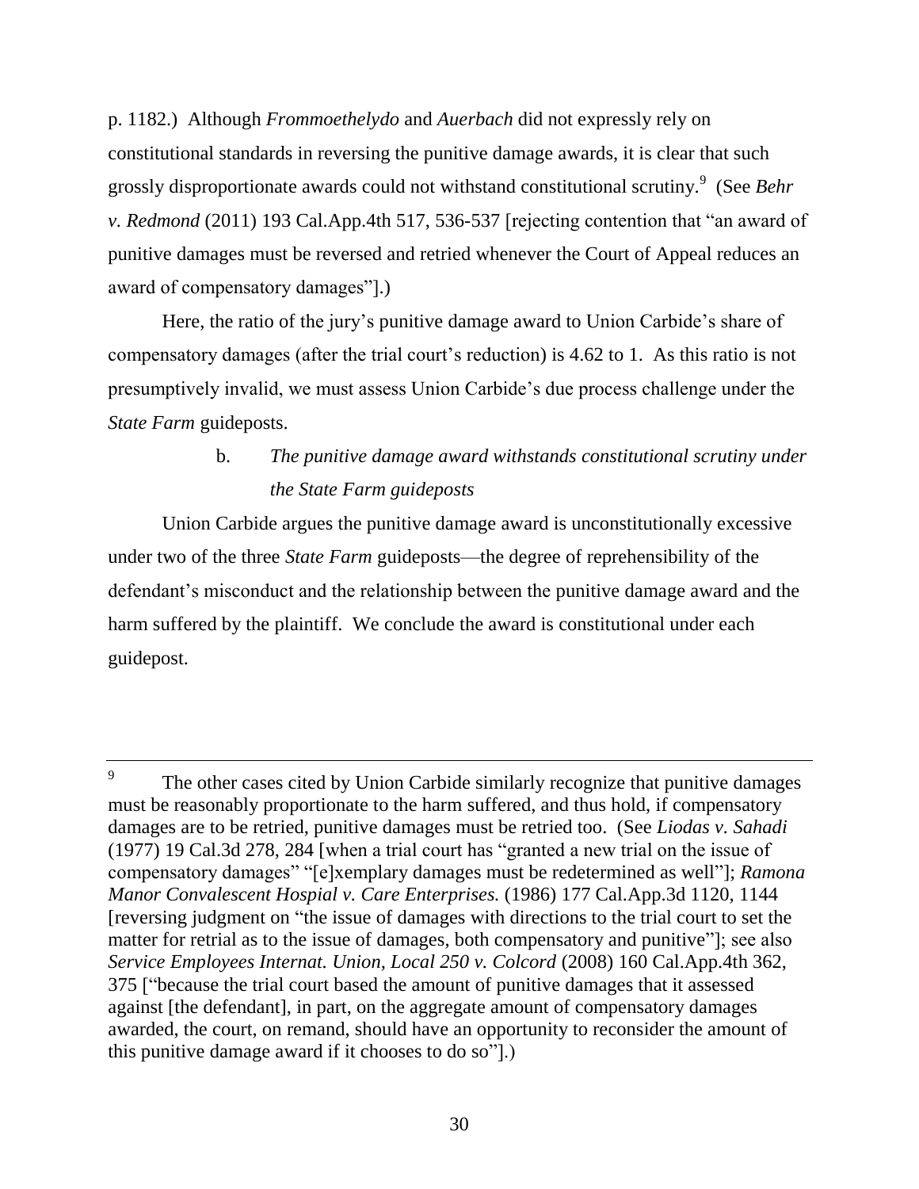p. 1182.) Although *Frommoethelydo* and *Auerbach* did not expressly rely on constitutional standards in reversing the punitive damage awards, it is clear that such grossly disproportionate awards could not withstand constitutional scrutiny.[9] (See *Behr v. Redmond* (2011) 193 Cal.App.4th 517, 536-537 [rejecting contention that "an award of punitive damages must be reversed and retried whenever the Court of Appeal reduces an award of compensatory damages"].)

Here, the ratio of the jury's punitive damage award to Union Carbide's share of compensatory damages (after the trial court's reduction) is 4.62 to 1. As this ratio is not presumptively invalid, we must assess Union Carbide's due process challenge under the *State Farm* guideposts.

b. *The punitive damage award withstands constitutional scrutiny under the State Farm guideposts*

Union Carbide argues the punitive damage award is unconstitutionally excessive under two of the three *State Farm* guideposts—the degree of reprehensibility of the defendant's misconduct and the relationship between the punitive damage award and the harm suffered by the plaintiff. We conclude the award is constitutional under each guidepost.

---

[9] The other cases cited by Union Carbide similarly recognize that punitive damages must be reasonably proportionate to the harm suffered, and thus hold, if compensatory damages are to be retried, punitive damages must be retried too. (See *Liodas v. Sahadi* (1977) 19 Cal.3d 278, 284 [when a trial court has "granted a new trial on the issue of compensatory damages" "[e]xemplary damages must be redetermined as well"]; *Ramona Manor Convalescent Hospital v. Care Enterprises.* (1986) 177 Cal.App.3d 1120, 1144 [reversing judgment on "the issue of damages with directions to the trial court to set the matter for retrial as to the issue of damages, both compensatory and punitive"]; see also *Service Employees Internat. Union, Local 250 v. Colcord* (2008) 160 Cal.App.4th 362, 375 ["because the trial court based the amount of punitive damages that it assessed against [the defendant], in part, on the aggregate amount of compensatory damages awarded, the court, on remand, should have an opportunity to reconsider the amount of this punitive damage award if it chooses to do so"].)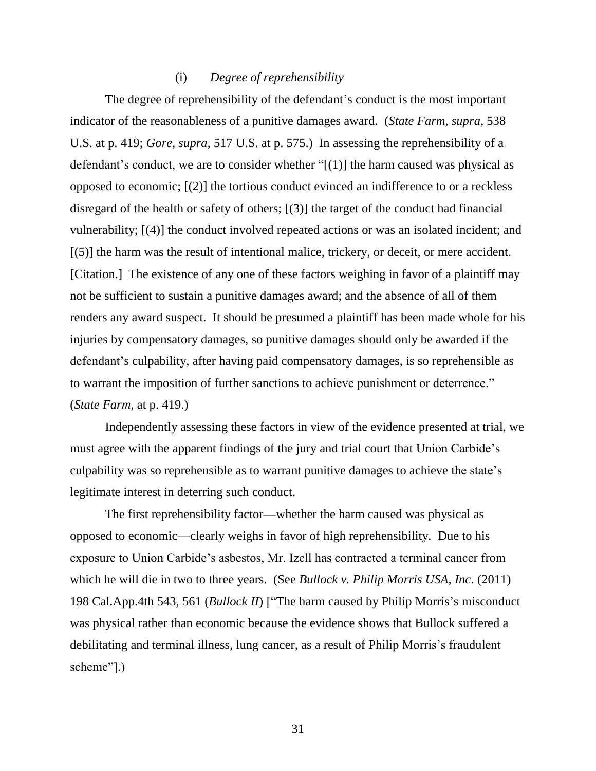### (i) *Degree of reprehensibility*

The degree of reprehensibility of the defendant's conduct is the most important indicator of the reasonableness of a punitive damages award. (*State Farm*, *supra*, 538 U.S. at p. 419; *Gore*, *supra*, 517 U.S. at p. 575.) In assessing the reprehensibility of a defendant's conduct, we are to consider whether "[(1)] the harm caused was physical as opposed to economic; [(2)] the tortious conduct evinced an indifference to or a reckless disregard of the health or safety of others; [(3)] the target of the conduct had financial vulnerability; [(4)] the conduct involved repeated actions or was an isolated incident; and [(5)] the harm was the result of intentional malice, trickery, or deceit, or mere accident. [Citation.] The existence of any one of these factors weighing in favor of a plaintiff may not be sufficient to sustain a punitive damages award; and the absence of all of them renders any award suspect. It should be presumed a plaintiff has been made whole for his injuries by compensatory damages, so punitive damages should only be awarded if the defendant's culpability, after having paid compensatory damages, is so reprehensible as to warrant the imposition of further sanctions to achieve punishment or deterrence." (*State Farm*, at p. 419.)

Independently assessing these factors in view of the evidence presented at trial, we must agree with the apparent findings of the jury and trial court that Union Carbide's culpability was so reprehensible as to warrant punitive damages to achieve the state's legitimate interest in deterring such conduct.

The first reprehensibility factor—whether the harm caused was physical as opposed to economic—clearly weighs in favor of high reprehensibility. Due to his exposure to Union Carbide's asbestos, Mr. Izell has contracted a terminal cancer from which he will die in two to three years. (See *Bullock v. Philip Morris USA, Inc*. (2011) 198 Cal.App.4th 543, 561 (*Bullock II*) ["The harm caused by Philip Morris's misconduct was physical rather than economic because the evidence shows that Bullock suffered a debilitating and terminal illness, lung cancer, as a result of Philip Morris's fraudulent scheme"].)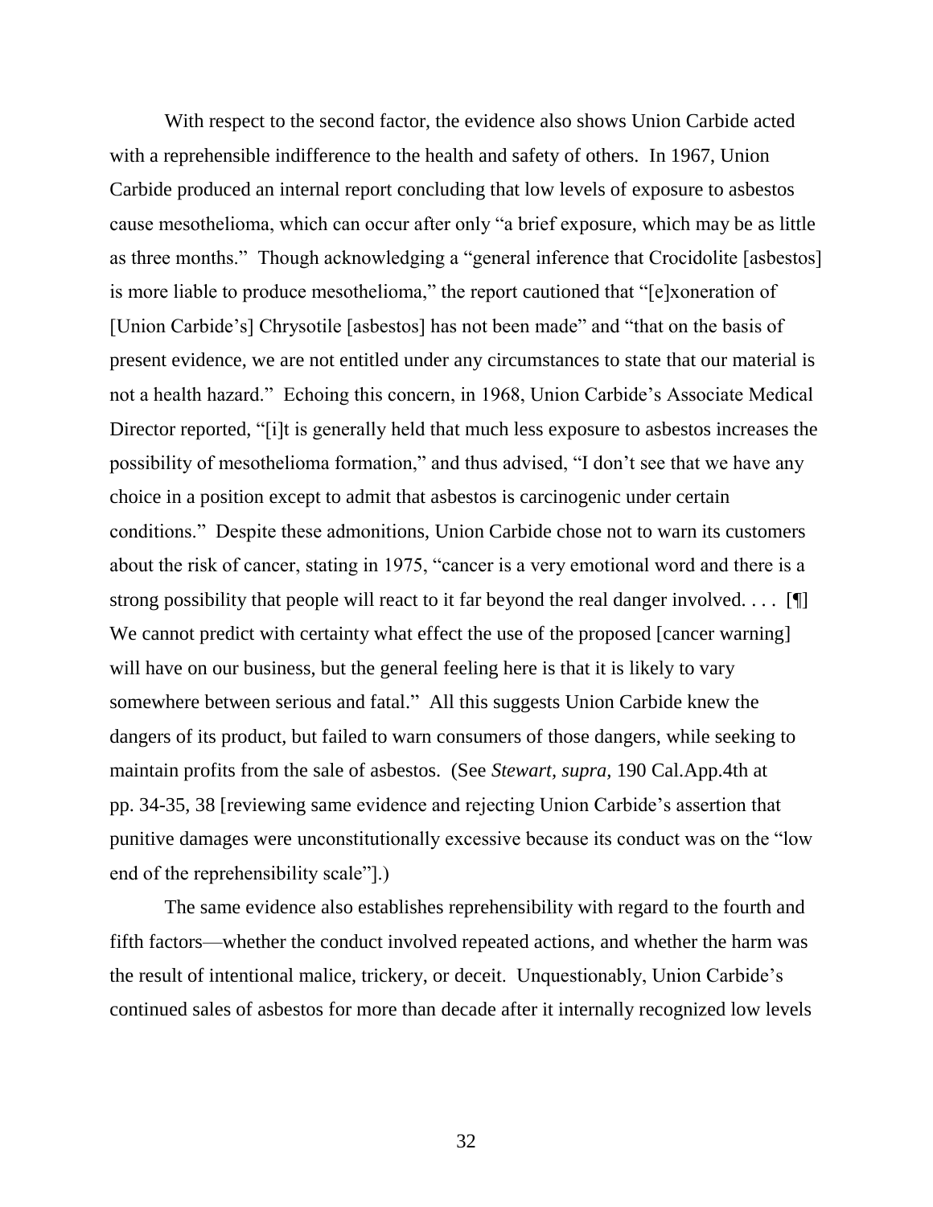With respect to the second factor, the evidence also shows Union Carbide acted with a reprehensible indifference to the health and safety of others. In 1967, Union Carbide produced an internal report concluding that low levels of exposure to asbestos cause mesothelioma, which can occur after only "a brief exposure, which may be as little as three months." Though acknowledging a "general inference that Crocidolite [asbestos] is more liable to produce mesothelioma," the report cautioned that "[e]xoneration of [Union Carbide's] Chrysotile [asbestos] has not been made" and "that on the basis of present evidence, we are not entitled under any circumstances to state that our material is not a health hazard." Echoing this concern, in 1968, Union Carbide's Associate Medical Director reported, "[i]t is generally held that much less exposure to asbestos increases the possibility of mesothelioma formation," and thus advised, "I don't see that we have any choice in a position except to admit that asbestos is carcinogenic under certain conditions." Despite these admonitions, Union Carbide chose not to warn its customers about the risk of cancer, stating in 1975, "cancer is a very emotional word and there is a strong possibility that people will react to it far beyond the real danger involved. . . . [¶] We cannot predict with certainty what effect the use of the proposed [cancer warning] will have on our business, but the general feeling here is that it is likely to vary somewhere between serious and fatal." All this suggests Union Carbide knew the dangers of its product, but failed to warn consumers of those dangers, while seeking to maintain profits from the sale of asbestos. (See *Stewart, supra,* 190 Cal.App.4th at pp. 34-35, 38 [reviewing same evidence and rejecting Union Carbide's assertion that punitive damages were unconstitutionally excessive because its conduct was on the "low end of the reprehensibility scale"].)

The same evidence also establishes reprehensibility with regard to the fourth and fifth factors—whether the conduct involved repeated actions, and whether the harm was the result of intentional malice, trickery, or deceit. Unquestionably, Union Carbide's continued sales of asbestos for more than decade after it internally recognized low levels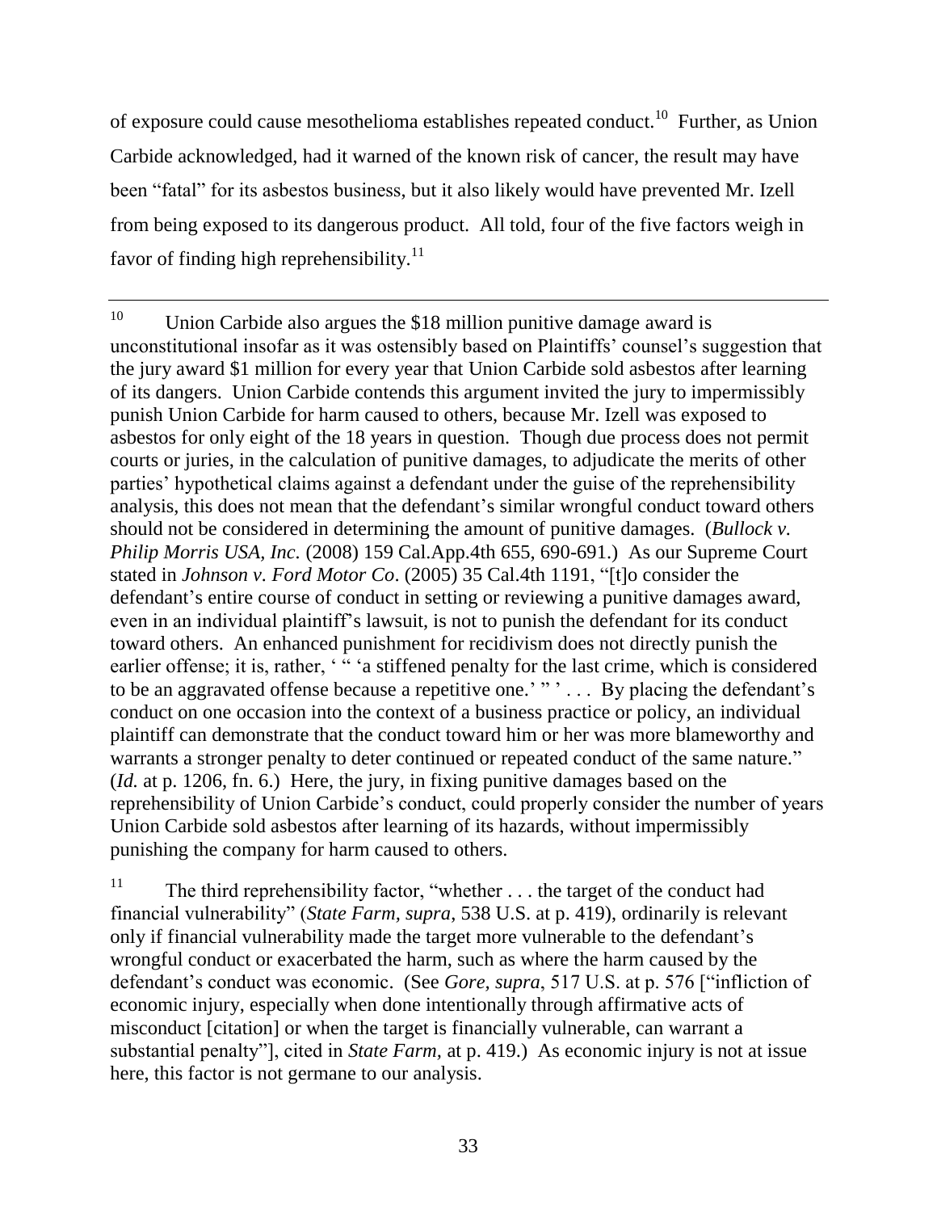of exposure could cause mesothelioma establishes repeated conduct.[10] Further, as Union Carbide acknowledged, had it warned of the known risk of cancer, the result may have been "fatal" for its asbestos business, but it also likely would have prevented Mr. Izell from being exposed to its dangerous product. All told, four of the five factors weigh in favor of finding high reprehensibility.[11]

---

[10] Union Carbide also argues the $18 million punitive damage award is unconstitutional insofar as it was ostensibly based on Plaintiffs' counsel's suggestion that the jury award $1 million for every year that Union Carbide sold asbestos after learning of its dangers. Union Carbide contends this argument invited the jury to impermissibly punish Union Carbide for harm caused to others, because Mr. Izell was exposed to asbestos for only eight of the 18 years in question. Though due process does not permit courts or juries, in the calculation of punitive damages, to adjudicate the merits of other parties' hypothetical claims against a defendant under the guise of the reprehensibility analysis, this does not mean that the defendant's similar wrongful conduct toward others should not be considered in determining the amount of punitive damages. (*Bullock v. Philip Morris USA, Inc.* (2008) 159 Cal.App.4th 655, 690-691.) As our Supreme Court stated in *Johnson v. Ford Motor Co*. (2005) 35 Cal.4th 1191, "[t]o consider the defendant's entire course of conduct in setting or reviewing a punitive damages award, even in an individual plaintiff's lawsuit, is not to punish the defendant for its conduct toward others. An enhanced punishment for recidivism does not directly punish the earlier offense; it is, rather, ' " 'a stiffened penalty for the last crime, which is considered to be an aggravated offense because a repetitive one.' " ' . . . By placing the defendant's conduct on one occasion into the context of a business practice or policy, an individual plaintiff can demonstrate that the conduct toward him or her was more blameworthy and warrants a stronger penalty to deter continued or repeated conduct of the same nature." (*Id.* at p. 1206, fn. 6.) Here, the jury, in fixing punitive damages based on the reprehensibility of Union Carbide's conduct, could properly consider the number of years Union Carbide sold asbestos after learning of its hazards, without impermissibly punishing the company for harm caused to others.

[11] The third reprehensibility factor, "whether . . . the target of the conduct had financial vulnerability" (*State Farm, supra*, 538 U.S. at p. 419), ordinarily is relevant only if financial vulnerability made the target more vulnerable to the defendant's wrongful conduct or exacerbated the harm, such as where the harm caused by the defendant's conduct was economic. (See *Gore, supra*, 517 U.S. at p. 576 ["infliction of economic injury, especially when done intentionally through affirmative acts of misconduct [citation] or when the target is financially vulnerable, can warrant a substantial penalty"], cited in *State Farm*, at p. 419.) As economic injury is not at issue here, this factor is not germane to our analysis.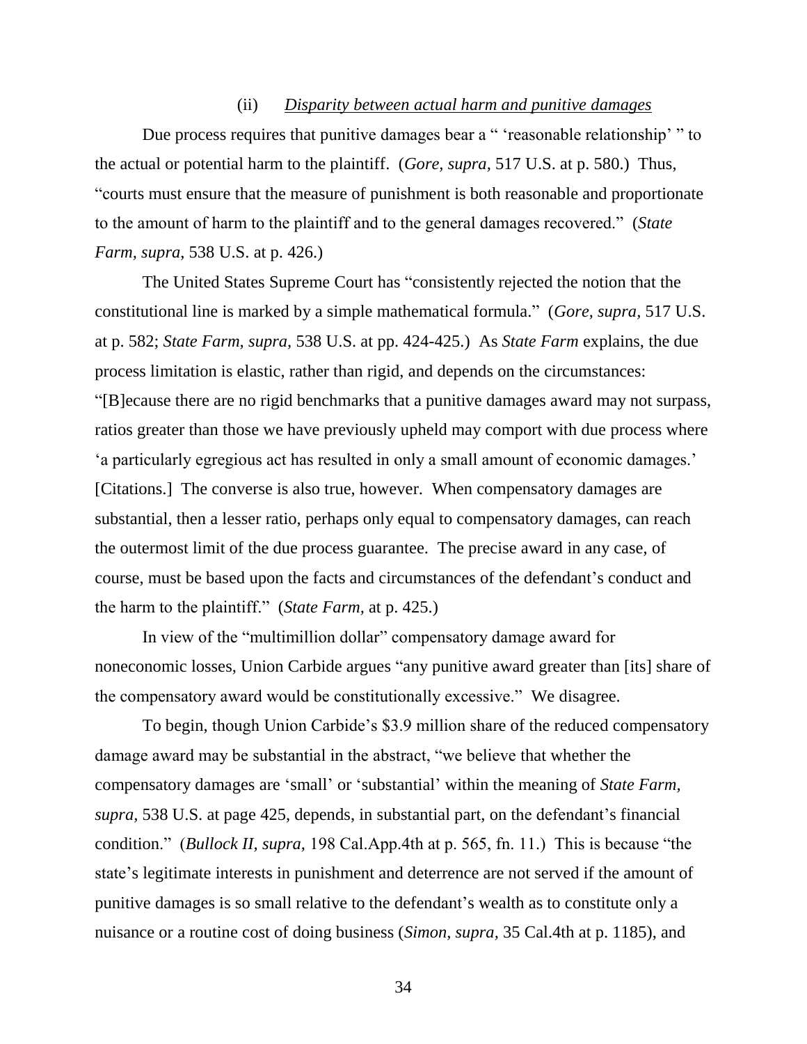(ii) *Disparity between actual harm and punitive damages*

Due process requires that punitive damages bear a " 'reasonable relationship' " to the actual or potential harm to the plaintiff. (*Gore*, *supra*, 517 U.S. at p. 580.) Thus, "courts must ensure that the measure of punishment is both reasonable and proportionate to the amount of harm to the plaintiff and to the general damages recovered." (*State Farm*, *supra*, 538 U.S. at p. 426.)

The United States Supreme Court has "consistently rejected the notion that the constitutional line is marked by a simple mathematical formula." (*Gore*, *supra*, 517 U.S. at p. 582; *State Farm*, *supra*, 538 U.S. at pp. 424-425.) As *State Farm* explains, the due process limitation is elastic, rather than rigid, and depends on the circumstances: "[B]ecause there are no rigid benchmarks that a punitive damages award may not surpass, ratios greater than those we have previously upheld may comport with due process where 'a particularly egregious act has resulted in only a small amount of economic damages.' [Citations.] The converse is also true, however. When compensatory damages are substantial, then a lesser ratio, perhaps only equal to compensatory damages, can reach the outermost limit of the due process guarantee. The precise award in any case, of course, must be based upon the facts and circumstances of the defendant's conduct and the harm to the plaintiff." (*State Farm*, at p. 425.)

In view of the "multimillion dollar" compensatory damage award for noneconomic losses, Union Carbide argues "any punitive award greater than [its] share of the compensatory award would be constitutionally excessive." We disagree.

To begin, though Union Carbide's $3.9 million share of the reduced compensatory damage award may be substantial in the abstract, "we believe that whether the compensatory damages are 'small' or 'substantial' within the meaning of *State Farm*, *supra*, 538 U.S. at page 425, depends, in substantial part, on the defendant's financial condition." (*Bullock II*, *supra*, 198 Cal.App.4th at p. 565, fn. 11.) This is because "the state's legitimate interests in punishment and deterrence are not served if the amount of punitive damages is so small relative to the defendant's wealth as to constitute only a nuisance or a routine cost of doing business (*Simon*, *supra*, 35 Cal.4th at p. 1185), and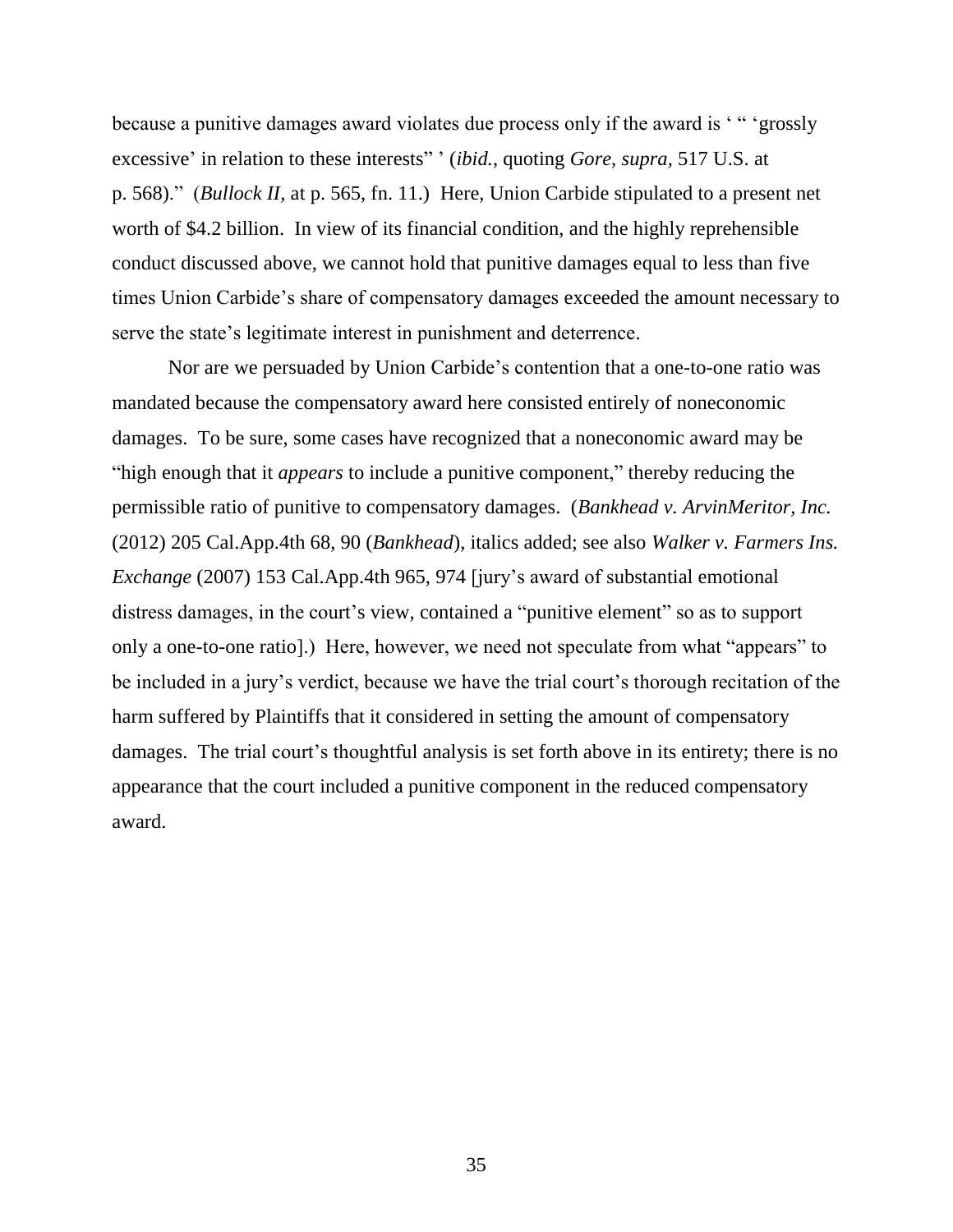because a punitive damages award violates due process only if the award is ' " 'grossly excessive' in relation to these interests" ' (*ibid.*, quoting *Gore*, *supra*, 517 U.S. at p. 568)." (*Bullock II*, at p. 565, fn. 11.) Here, Union Carbide stipulated to a present net worth of $4.2 billion. In view of its financial condition, and the highly reprehensible conduct discussed above, we cannot hold that punitive damages equal to less than five times Union Carbide's share of compensatory damages exceeded the amount necessary to serve the state's legitimate interest in punishment and deterrence.

Nor are we persuaded by Union Carbide's contention that a one-to-one ratio was mandated because the compensatory award here consisted entirely of noneconomic damages. To be sure, some cases have recognized that a noneconomic award may be "high enough that it *appears* to include a punitive component," thereby reducing the permissible ratio of punitive to compensatory damages. (*Bankhead v. ArvinMeritor, Inc.* (2012) 205 Cal.App.4th 68, 90 (*Bankhead*), italics added; see also *Walker v. Farmers Ins. Exchange* (2007) 153 Cal.App.4th 965, 974 [jury's award of substantial emotional distress damages, in the court's view, contained a "punitive element" so as to support only a one-to-one ratio].) Here, however, we need not speculate from what "appears" to be included in a jury's verdict, because we have the trial court's thorough recitation of the harm suffered by Plaintiffs that it considered in setting the amount of compensatory damages. The trial court's thoughtful analysis is set forth above in its entirety; there is no appearance that the court included a punitive component in the reduced compensatory award.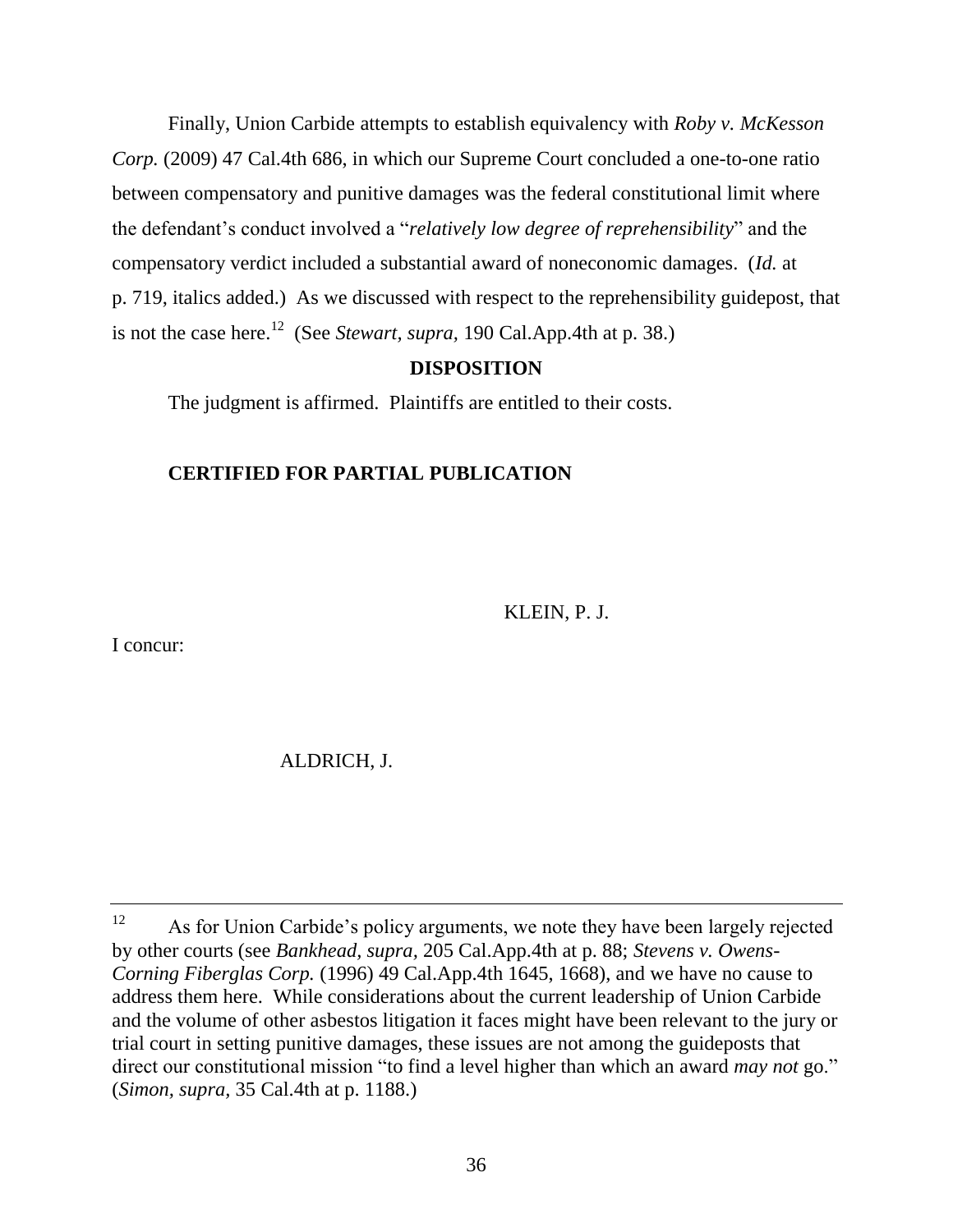Finally, Union Carbide attempts to establish equivalency with *Roby v. McKesson Corp.* (2009) 47 Cal.4th 686, in which our Supreme Court concluded a one-to-one ratio between compensatory and punitive damages was the federal constitutional limit where the defendant's conduct involved a "*relatively low degree of reprehensibility*" and the compensatory verdict included a substantial award of noneconomic damages. (*Id.* at p. 719, italics added.) As we discussed with respect to the reprehensibility guidepost, that is not the case here.[12] (See *Stewart, supra,* 190 Cal.App.4th at p. 38.)

**DISPOSITION**

The judgment is affirmed. Plaintiffs are entitled to their costs.

**CERTIFIED FOR PARTIAL PUBLICATION**

KLEIN, P. J.

I concur:

ALDRICH, J.

---

[12] As for Union Carbide's policy arguments, we note they have been largely rejected by other courts (see *Bankhead, supra,* 205 Cal.App.4th at p. 88; *Stevens v. Owens-Corning Fiberglas Corp.* (1996) 49 Cal.App.4th 1645, 1668), and we have no cause to address them here. While considerations about the current leadership of Union Carbide and the volume of other asbestos litigation it faces might have been relevant to the jury or trial court in setting punitive damages, these issues are not among the guideposts that direct our constitutional mission "to find a level higher than which an award *may not* go." (*Simon, supra,* 35 Cal.4th at p. 1188.)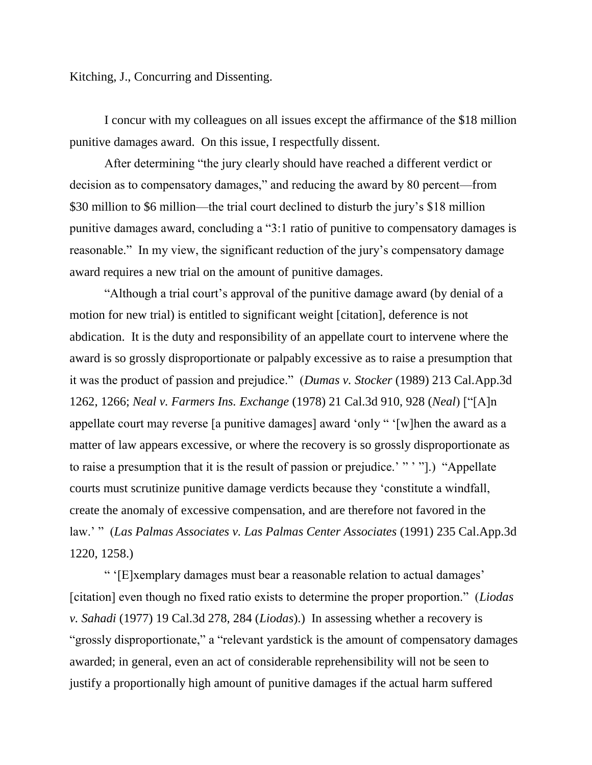Kitching, J., Concurring and Dissenting.

I concur with my colleagues on all issues except the affirmance of the $18 million punitive damages award. On this issue, I respectfully dissent.

After determining "the jury clearly should have reached a different verdict or decision as to compensatory damages," and reducing the award by 80 percent—from $30 million to $6 million—the trial court declined to disturb the jury's $18 million punitive damages award, concluding a "3:1 ratio of punitive to compensatory damages is reasonable." In my view, the significant reduction of the jury's compensatory damage award requires a new trial on the amount of punitive damages.

"Although a trial court's approval of the punitive damage award (by denial of a motion for new trial) is entitled to significant weight [citation], deference is not abdication. It is the duty and responsibility of an appellate court to intervene where the award is so grossly disproportionate or palpably excessive as to raise a presumption that it was the product of passion and prejudice." (*Dumas v. Stocker* (1989) 213 Cal.App.3d 1262, 1266; *Neal v. Farmers Ins. Exchange* (1978) 21 Cal.3d 910, 928 (*Neal*) ["[A]n appellate court may reverse [a punitive damages] award 'only " '[w]hen the award as a matter of law appears excessive, or where the recovery is so grossly disproportionate as to raise a presumption that it is the result of passion or prejudice.' " ' "].) "Appellate courts must scrutinize punitive damage verdicts because they 'constitute a windfall, create the anomaly of excessive compensation, and are therefore not favored in the law.' " (*Las Palmas Associates v. Las Palmas Center Associates* (1991) 235 Cal.App.3d 1220, 1258.)

" '[E]xemplary damages must bear a reasonable relation to actual damages' [citation] even though no fixed ratio exists to determine the proper proportion." (*Liodas v. Sahadi* (1977) 19 Cal.3d 278, 284 (*Liodas*).) In assessing whether a recovery is "grossly disproportionate," a "relevant yardstick is the amount of compensatory damages awarded; in general, even an act of considerable reprehensibility will not be seen to justify a proportionally high amount of punitive damages if the actual harm suffered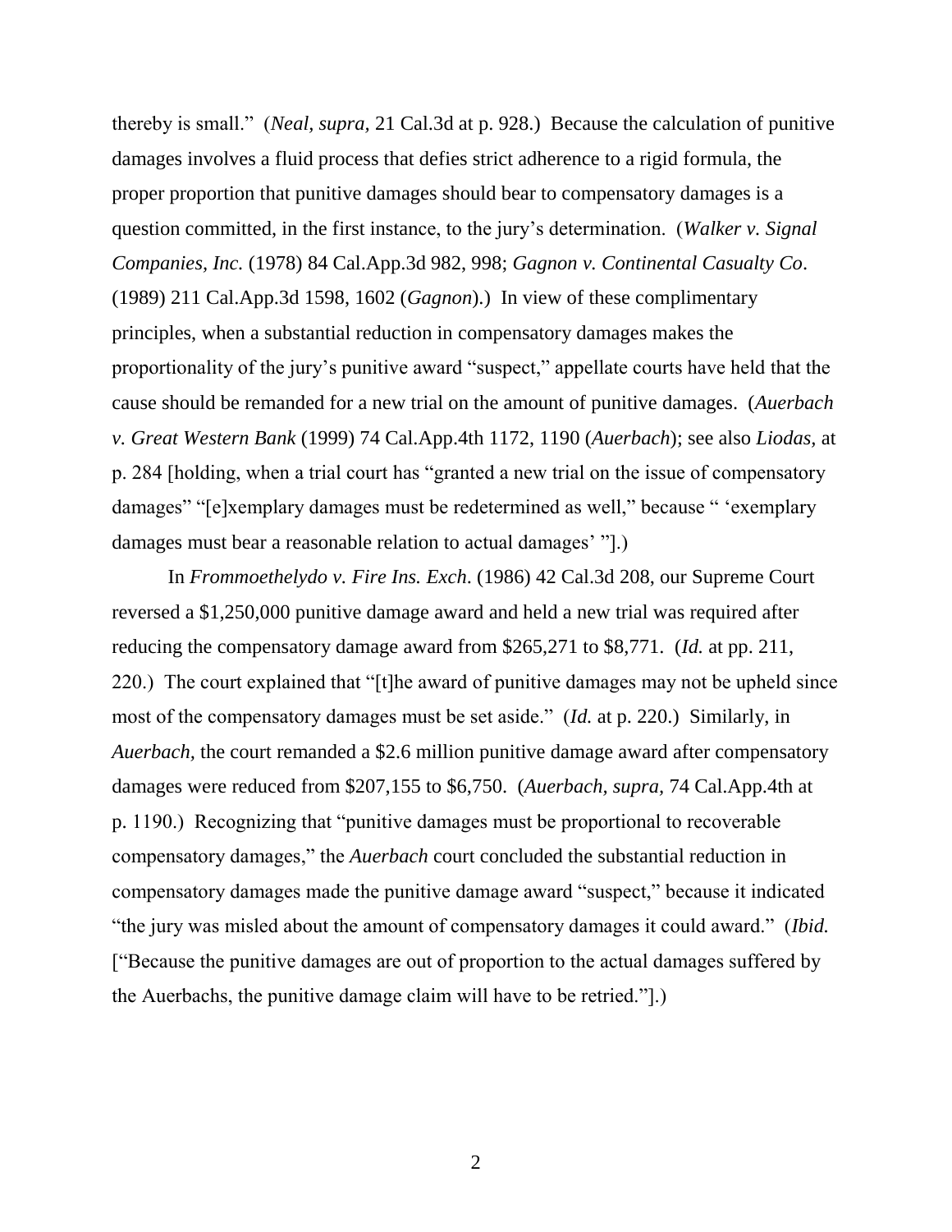thereby is small." (*Neal, supra,* 21 Cal.3d at p. 928.) Because the calculation of punitive damages involves a fluid process that defies strict adherence to a rigid formula, the proper proportion that punitive damages should bear to compensatory damages is a question committed, in the first instance, to the jury's determination. (*Walker v. Signal Companies, Inc.* (1978) 84 Cal.App.3d 982, 998; *Gagnon v. Continental Casualty Co*. (1989) 211 Cal.App.3d 1598, 1602 (*Gagnon*).) In view of these complimentary principles, when a substantial reduction in compensatory damages makes the proportionality of the jury's punitive award "suspect," appellate courts have held that the cause should be remanded for a new trial on the amount of punitive damages. (*Auerbach v. Great Western Bank* (1999) 74 Cal.App.4th 1172, 1190 (*Auerbach*); see also *Liodas,* at p. 284 [holding, when a trial court has "granted a new trial on the issue of compensatory damages" "[e]xemplary damages must be redetermined as well," because " 'exemplary damages must bear a reasonable relation to actual damages' "].)

In *Frommoethelydo v. Fire Ins. Exch*. (1986) 42 Cal.3d 208, our Supreme Court reversed a $1,250,000 punitive damage award and held a new trial was required after reducing the compensatory damage award from $265,271 to $8,771. (*Id.* at pp. 211, 220.) The court explained that "[t]he award of punitive damages may not be upheld since most of the compensatory damages must be set aside." (*Id.* at p. 220.) Similarly, in *Auerbach,* the court remanded a $2.6 million punitive damage award after compensatory damages were reduced from $207,155 to $6,750. (*Auerbach, supra,* 74 Cal.App.4th at p. 1190.) Recognizing that "punitive damages must be proportional to recoverable compensatory damages," the *Auerbach* court concluded the substantial reduction in compensatory damages made the punitive damage award "suspect," because it indicated "the jury was misled about the amount of compensatory damages it could award." (*Ibid.* ["Because the punitive damages are out of proportion to the actual damages suffered by the Auerbachs, the punitive damage claim will have to be retried."].)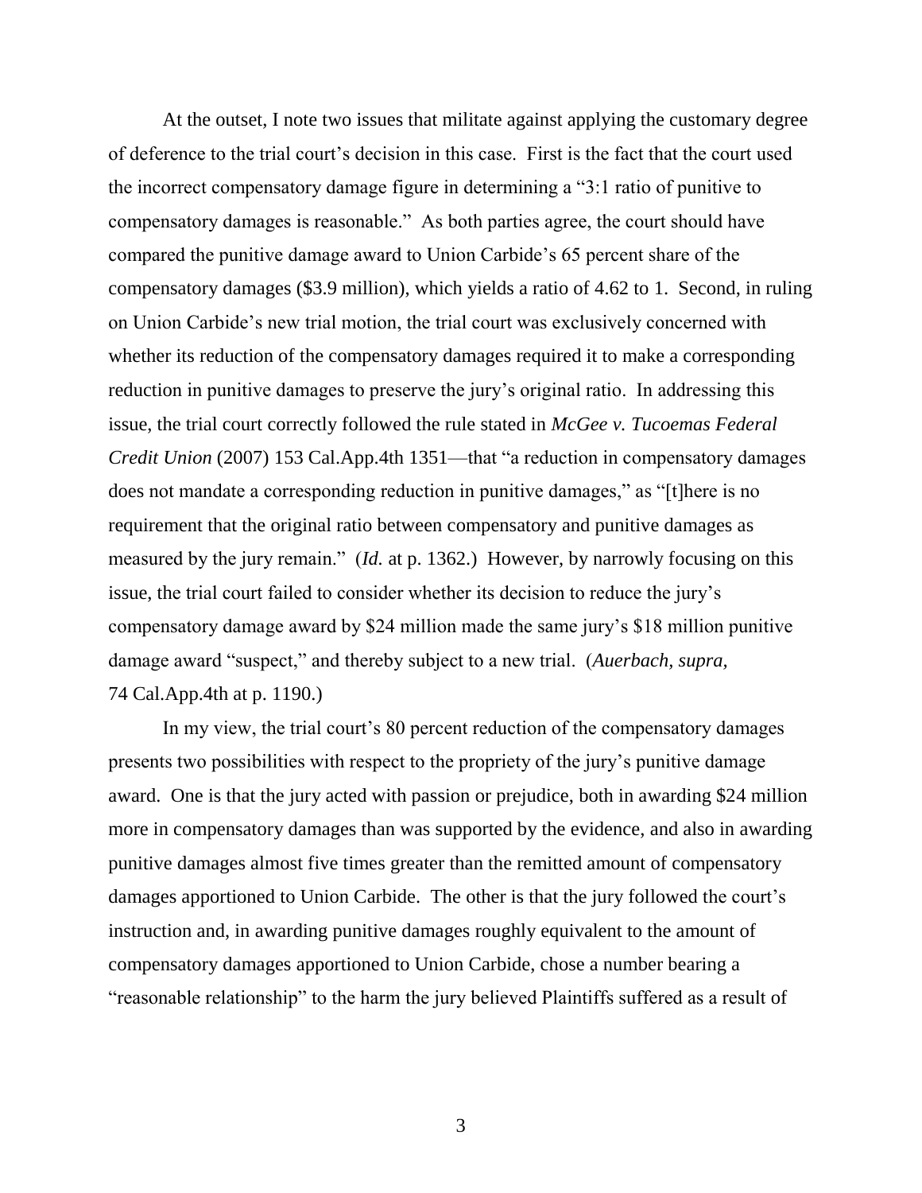At the outset, I note two issues that militate against applying the customary degree of deference to the trial court's decision in this case. First is the fact that the court used the incorrect compensatory damage figure in determining a "3:1 ratio of punitive to compensatory damages is reasonable." As both parties agree, the court should have compared the punitive damage award to Union Carbide's 65 percent share of the compensatory damages ($3.9 million), which yields a ratio of 4.62 to 1. Second, in ruling on Union Carbide's new trial motion, the trial court was exclusively concerned with whether its reduction of the compensatory damages required it to make a corresponding reduction in punitive damages to preserve the jury's original ratio. In addressing this issue, the trial court correctly followed the rule stated in *McGee v. Tucoemas Federal Credit Union* (2007) 153 Cal.App.4th 1351—that "a reduction in compensatory damages does not mandate a corresponding reduction in punitive damages," as "[t]here is no requirement that the original ratio between compensatory and punitive damages as measured by the jury remain." (*Id.* at p. 1362.) However, by narrowly focusing on this issue, the trial court failed to consider whether its decision to reduce the jury's compensatory damage award by $24 million made the same jury's $18 million punitive damage award "suspect," and thereby subject to a new trial. (*Auerbach, supra,* 74 Cal.App.4th at p. 1190.)

In my view, the trial court's 80 percent reduction of the compensatory damages presents two possibilities with respect to the propriety of the jury's punitive damage award. One is that the jury acted with passion or prejudice, both in awarding $24 million more in compensatory damages than was supported by the evidence, and also in awarding punitive damages almost five times greater than the remitted amount of compensatory damages apportioned to Union Carbide. The other is that the jury followed the court's instruction and, in awarding punitive damages roughly equivalent to the amount of compensatory damages apportioned to Union Carbide, chose a number bearing a "reasonable relationship" to the harm the jury believed Plaintiffs suffered as a result of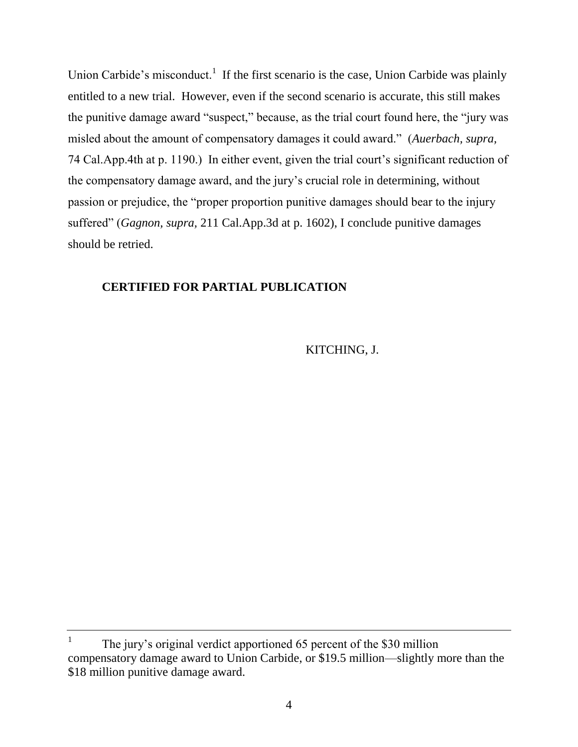Union Carbide's misconduct.[1] If the first scenario is the case, Union Carbide was plainly entitled to a new trial. However, even if the second scenario is accurate, this still makes the punitive damage award "suspect," because, as the trial court found here, the "jury was misled about the amount of compensatory damages it could award." (*Auerbach, supra,* 74 Cal.App.4th at p. 1190.) In either event, given the trial court's significant reduction of the compensatory damage award, and the jury's crucial role in determining, without passion or prejudice, the "proper proportion punitive damages should bear to the injury suffered" (*Gagnon, supra,* 211 Cal.App.3d at p. 1602), I conclude punitive damages should be retried.

**CERTIFIED FOR PARTIAL PUBLICATION**

KITCHING, J.

---

[1] The jury's original verdict apportioned 65 percent of the $30 million compensatory damage award to Union Carbide, or $19.5 million—slightly more than the $18 million punitive damage award.